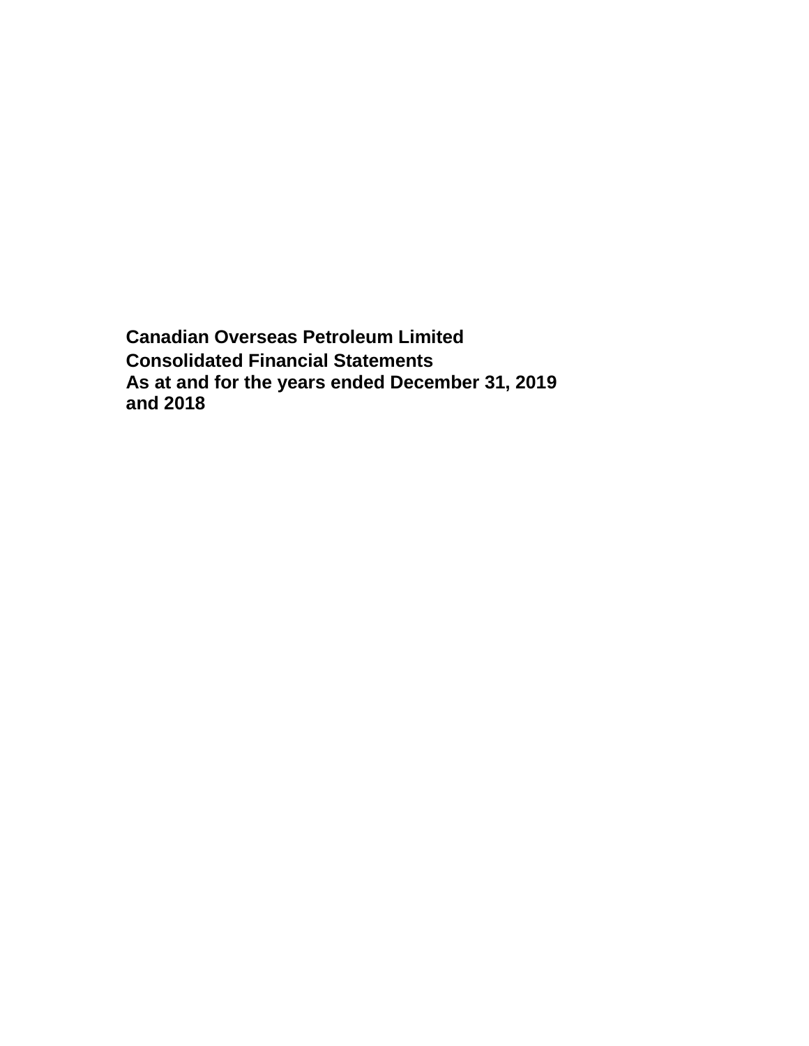# Canadian Overseas Petroleum Limited

## Consolidated Financial Statements

### As at and for the years ended December 31, 2019 and 2018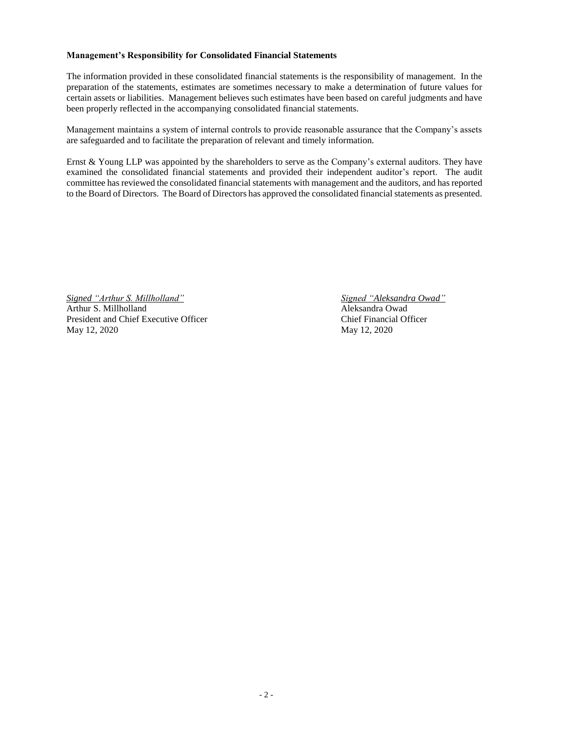**Management's Responsibility for Consolidated Financial Statements**

The information provided in these consolidated financial statements is the responsibility of management. In the preparation of the statements, estimates are sometimes necessary to make a determination of future values for certain assets or liabilities. Management believes such estimates have been based on careful judgments and have been properly reflected in the accompanying consolidated financial statements.

Management maintains a system of internal controls to provide reasonable assurance that the Company's assets are safeguarded and to facilitate the preparation of relevant and timely information.

Ernst & Young LLP was appointed by the shareholders to serve as the Company's external auditors. They have examined the consolidated financial statements and provided their independent auditor's report. The audit committee has reviewed the consolidated financial statements with management and the auditors, and has reported to the Board of Directors. The Board of Directors has approved the consolidated financial statements as presented.

*Signed "Arthur S. Millholland"*
Arthur S. Millholland
President and Chief Executive Officer
May 12, 2020

*Signed "Aleksandra Owad"*
Aleksandra Owad
Chief Financial Officer
May 12, 2020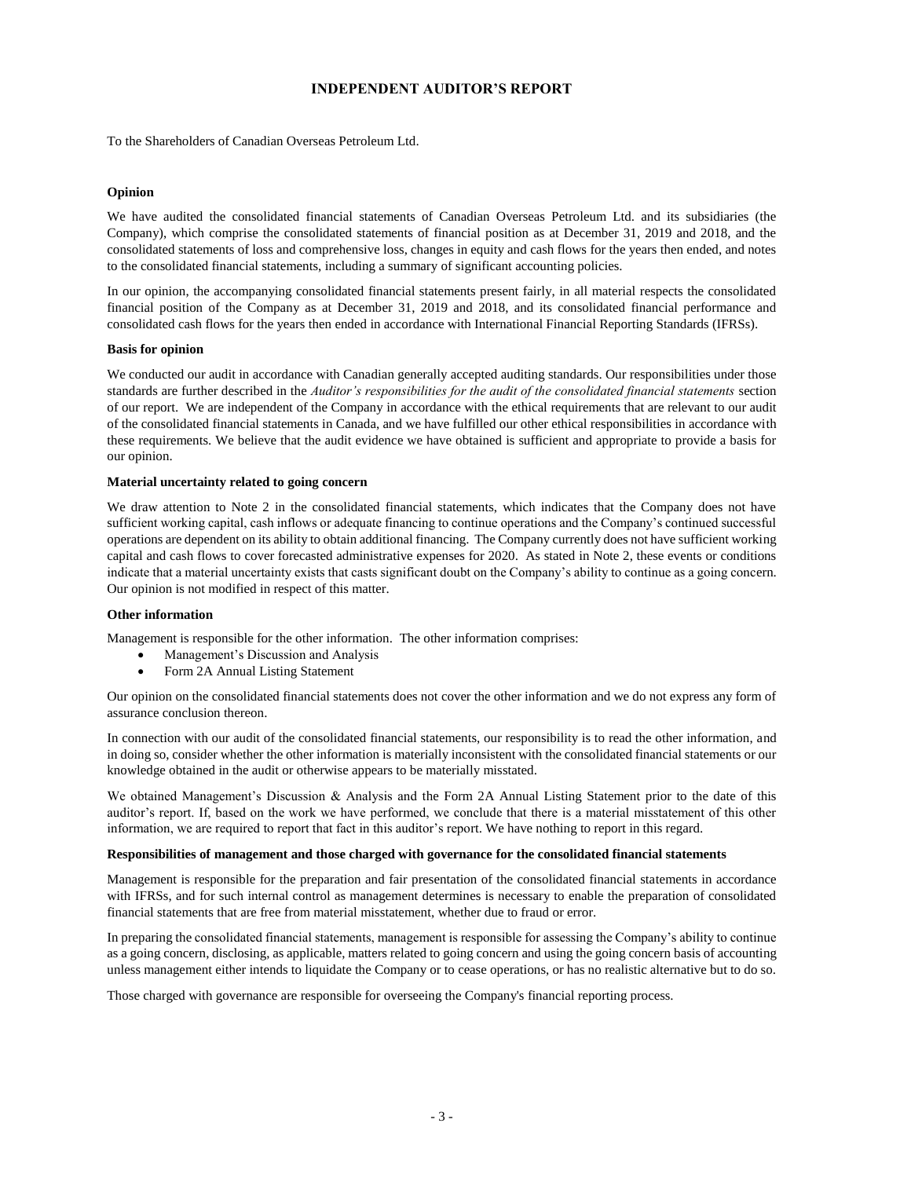# INDEPENDENT AUDITOR'S REPORT

To the Shareholders of Canadian Overseas Petroleum Ltd.

**Opinion**

We have audited the consolidated financial statements of Canadian Overseas Petroleum Ltd. and its subsidiaries (the Company), which comprise the consolidated statements of financial position as at December 31, 2019 and 2018, and the consolidated statements of loss and comprehensive loss, changes in equity and cash flows for the years then ended, and notes to the consolidated financial statements, including a summary of significant accounting policies.

In our opinion, the accompanying consolidated financial statements present fairly, in all material respects the consolidated financial position of the Company as at December 31, 2019 and 2018, and its consolidated financial performance and consolidated cash flows for the years then ended in accordance with International Financial Reporting Standards (IFRSs).

**Basis for opinion**

We conducted our audit in accordance with Canadian generally accepted auditing standards. Our responsibilities under those standards are further described in the *Auditor's responsibilities for the audit of the consolidated financial statements* section of our report. We are independent of the Company in accordance with the ethical requirements that are relevant to our audit of the consolidated financial statements in Canada, and we have fulfilled our other ethical responsibilities in accordance with these requirements. We believe that the audit evidence we have obtained is sufficient and appropriate to provide a basis for our opinion.

**Material uncertainty related to going concern**

We draw attention to Note 2 in the consolidated financial statements, which indicates that the Company does not have sufficient working capital, cash inflows or adequate financing to continue operations and the Company's continued successful operations are dependent on its ability to obtain additional financing. The Company currently does not have sufficient working capital and cash flows to cover forecasted administrative expenses for 2020. As stated in Note 2, these events or conditions indicate that a material uncertainty exists that casts significant doubt on the Company's ability to continue as a going concern. Our opinion is not modified in respect of this matter.

**Other information**

Management is responsible for the other information. The other information comprises:

- Management's Discussion and Analysis
- Form 2A Annual Listing Statement

Our opinion on the consolidated financial statements does not cover the other information and we do not express any form of assurance conclusion thereon.

In connection with our audit of the consolidated financial statements, our responsibility is to read the other information, and in doing so, consider whether the other information is materially inconsistent with the consolidated financial statements or our knowledge obtained in the audit or otherwise appears to be materially misstated.

We obtained Management's Discussion & Analysis and the Form 2A Annual Listing Statement prior to the date of this auditor's report. If, based on the work we have performed, we conclude that there is a material misstatement of this other information, we are required to report that fact in this auditor's report. We have nothing to report in this regard.

**Responsibilities of management and those charged with governance for the consolidated financial statements**

Management is responsible for the preparation and fair presentation of the consolidated financial statements in accordance with IFRSs, and for such internal control as management determines is necessary to enable the preparation of consolidated financial statements that are free from material misstatement, whether due to fraud or error.

In preparing the consolidated financial statements, management is responsible for assessing the Company's ability to continue as a going concern, disclosing, as applicable, matters related to going concern and using the going concern basis of accounting unless management either intends to liquidate the Company or to cease operations, or has no realistic alternative but to do so.

Those charged with governance are responsible for overseeing the Company's financial reporting process.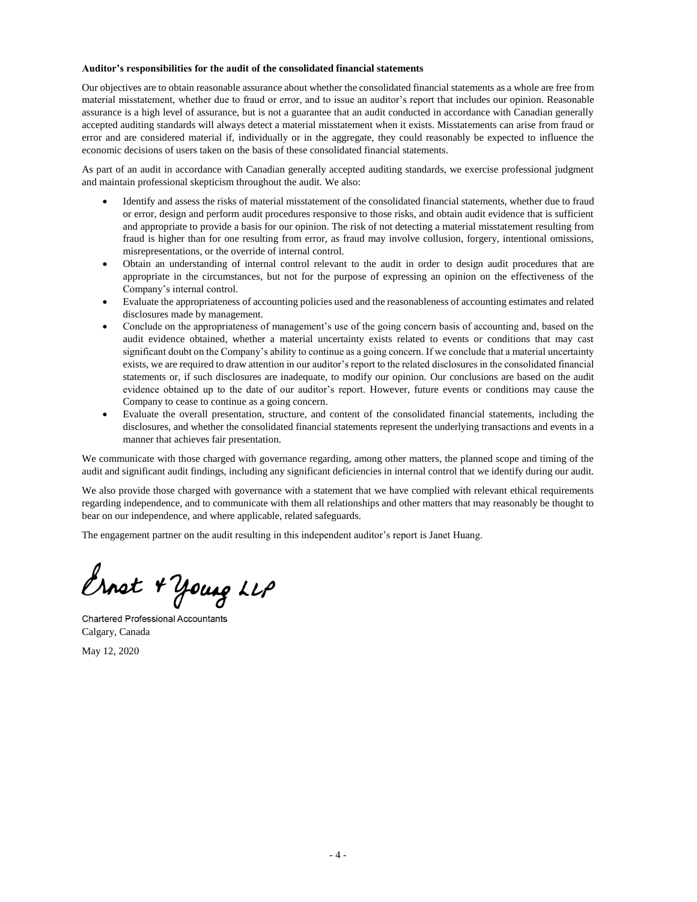**Auditor's responsibilities for the audit of the consolidated financial statements**

Our objectives are to obtain reasonable assurance about whether the consolidated financial statements as a whole are free from material misstatement, whether due to fraud or error, and to issue an auditor's report that includes our opinion. Reasonable assurance is a high level of assurance, but is not a guarantee that an audit conducted in accordance with Canadian generally accepted auditing standards will always detect a material misstatement when it exists. Misstatements can arise from fraud or error and are considered material if, individually or in the aggregate, they could reasonably be expected to influence the economic decisions of users taken on the basis of these consolidated financial statements.

As part of an audit in accordance with Canadian generally accepted auditing standards, we exercise professional judgment and maintain professional skepticism throughout the audit. We also:

- Identify and assess the risks of material misstatement of the consolidated financial statements, whether due to fraud or error, design and perform audit procedures responsive to those risks, and obtain audit evidence that is sufficient and appropriate to provide a basis for our opinion. The risk of not detecting a material misstatement resulting from fraud is higher than for one resulting from error, as fraud may involve collusion, forgery, intentional omissions, misrepresentations, or the override of internal control.
- Obtain an understanding of internal control relevant to the audit in order to design audit procedures that are appropriate in the circumstances, but not for the purpose of expressing an opinion on the effectiveness of the Company's internal control.
- Evaluate the appropriateness of accounting policies used and the reasonableness of accounting estimates and related disclosures made by management.
- Conclude on the appropriateness of management's use of the going concern basis of accounting and, based on the audit evidence obtained, whether a material uncertainty exists related to events or conditions that may cast significant doubt on the Company's ability to continue as a going concern. If we conclude that a material uncertainty exists, we are required to draw attention in our auditor's report to the related disclosures in the consolidated financial statements or, if such disclosures are inadequate, to modify our opinion. Our conclusions are based on the audit evidence obtained up to the date of our auditor's report. However, future events or conditions may cause the Company to cease to continue as a going concern.
- Evaluate the overall presentation, structure, and content of the consolidated financial statements, including the disclosures, and whether the consolidated financial statements represent the underlying transactions and events in a manner that achieves fair presentation.

We communicate with those charged with governance regarding, among other matters, the planned scope and timing of the audit and significant audit findings, including any significant deficiencies in internal control that we identify during our audit.

We also provide those charged with governance with a statement that we have complied with relevant ethical requirements regarding independence, and to communicate with them all relationships and other matters that may reasonably be thought to bear on our independence, and where applicable, related safeguards.

The engagement partner on the audit resulting in this independent auditor's report is Janet Huang.

Ernst & Young LLP

Chartered Professional Accountants
Calgary, Canada

May 12, 2020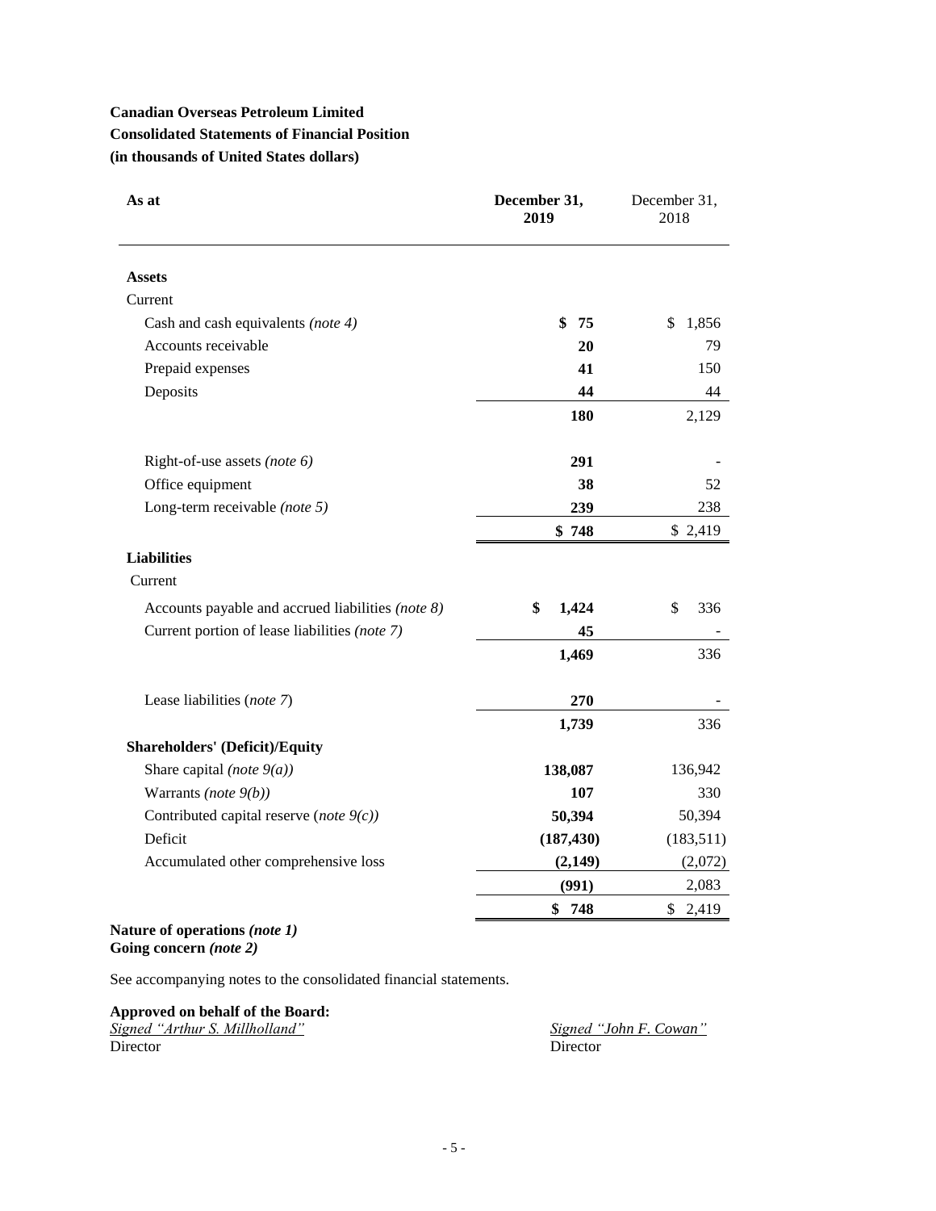**Canadian Overseas Petroleum Limited**

**Consolidated Statements of Financial Position**

**(in thousands of United States dollars)**

| As at | December 31, 2019 | December 31, 2018 |
|---|---|---|
| **Assets** | | |
| Current | | |
| Cash and cash equivalents *(note 4)* | **$ 75** | $ 1,856 |
| Accounts receivable | **20** | 79 |
| Prepaid expenses | **41** | 150 |
| Deposits | **44** | 44 |
| | **180** | 2,129 |
| Right-of-use assets *(note 6)* | **291** | - |
| Office equipment | **38** | 52 |
| Long-term receivable *(note 5)* | **239** | 238 |
| | **$ 748** | $ 2,419 |
| **Liabilities** | | |
| Current | | |
| Accounts payable and accrued liabilities *(note 8)* | **$ 1,424** | $ 336 |
| Current portion of lease liabilities *(note 7)* | **45** | - |
| | **1,469** | 336 |
| Lease liabilities (*note 7*) | **270** | - |
| | **1,739** | 336 |
| **Shareholders' (Deficit)/Equity** | | |
| Share capital *(note 9(a))* | **138,087** | 136,942 |
| Warrants *(note 9(b))* | **107** | 330 |
| Contributed capital reserve (*note 9(c))* | **50,394** | 50,394 |
| Deficit | **(187,430)** | (183,511) |
| Accumulated other comprehensive loss | **(2,149)** | (2,072) |
| | **(991)** | 2,083 |
| | **$ 748** | $ 2,419 |

**Nature of operations *(note 1)***
**Going concern *(note 2)***

See accompanying notes to the consolidated financial statements.

**Approved on behalf of the Board:**

*Signed "Arthur S. Millholland"*
Director

*Signed "John F. Cowan"*
Director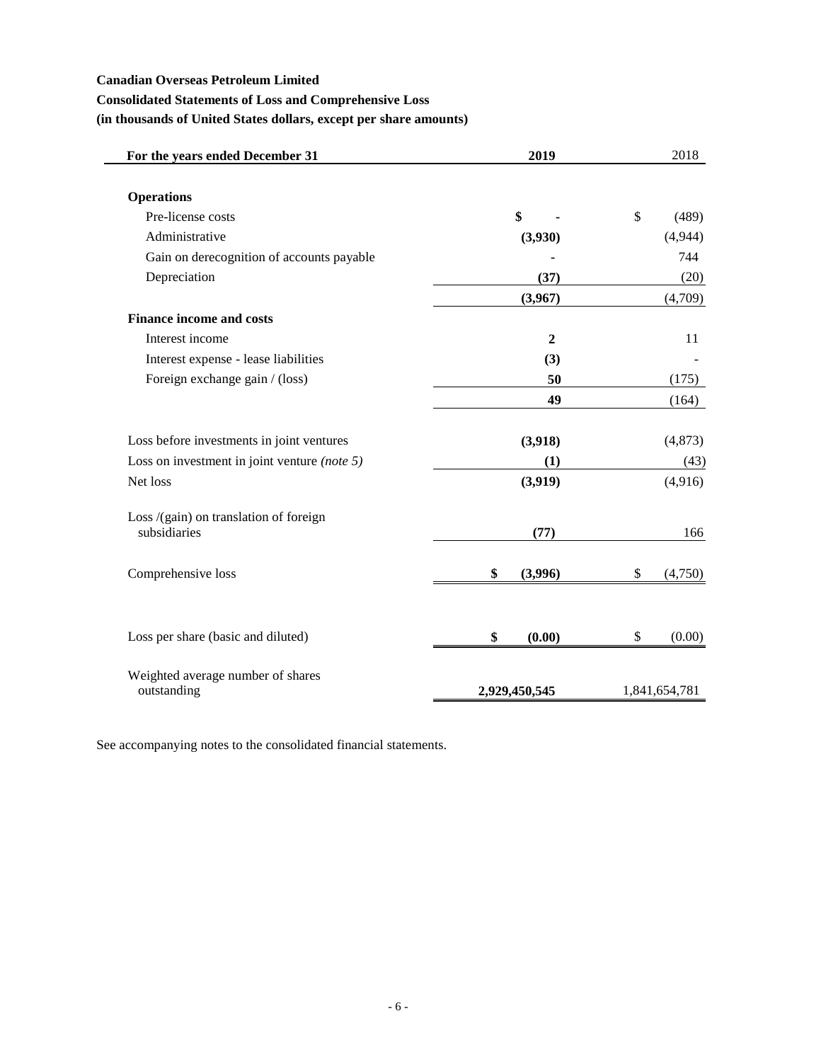**Canadian Overseas Petroleum Limited**

**Consolidated Statements of Loss and Comprehensive Loss**

**(in thousands of United States dollars, except per share amounts)**

| For the years ended December 31 | 2019 | 2018 |
|---|---|---|
| **Operations** | | |
| Pre-license costs | **$ -** | $ (489) |
| Administrative | **(3,930)** | (4,944) |
| Gain on derecognition of accounts payable | **-** | 744 |
| Depreciation | **(37)** | (20) |
| | **(3,967)** | (4,709) |
| **Finance income and costs** | | |
| Interest income | **2** | 11 |
| Interest expense - lease liabilities | **(3)** | - |
| Foreign exchange gain / (loss) | **50** | (175) |
| | **49** | (164) |
| Loss before investments in joint ventures | **(3,918)** | (4,873) |
| Loss on investment in joint venture *(note 5)* | **(1)** | (43) |
| Net loss | **(3,919)** | (4,916) |
| Loss /(gain) on translation of foreign subsidiaries | **(77)** | 166 |
| Comprehensive loss | **$ (3,996)** | $ (4,750) |
| Loss per share (basic and diluted) | **$ (0.00)** | $ (0.00) |
| Weighted average number of shares outstanding | **2,929,450,545** | 1,841,654,781 |

See accompanying notes to the consolidated financial statements.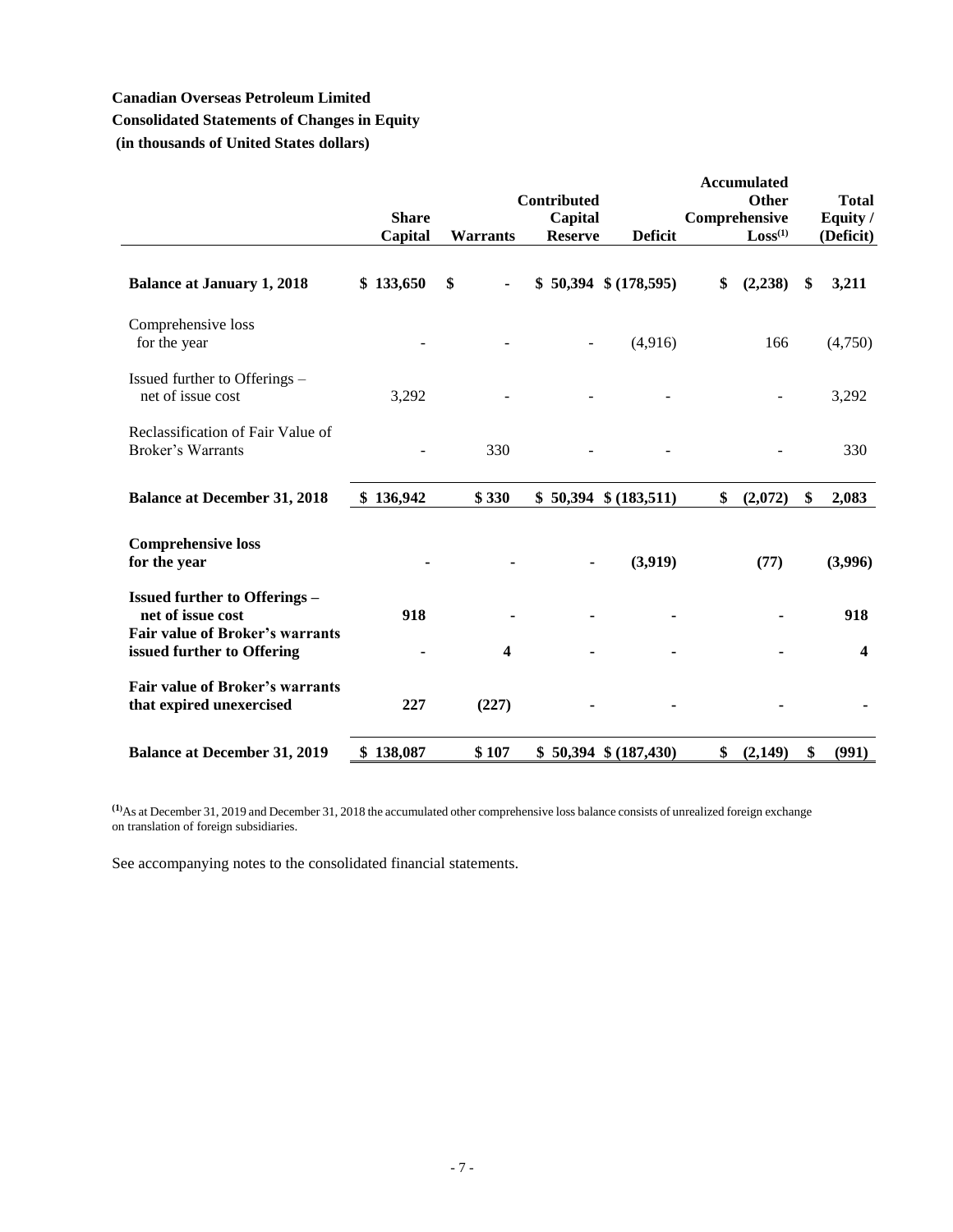**Canadian Overseas Petroleum Limited**
**Consolidated Statements of Changes in Equity**
**(in thousands of United States dollars)**

| | Share Capital | Warrants | Contributed Capital Reserve | Deficit | Accumulated Other Comprehensive Loss[1] | Total Equity / (Deficit) |
|---|---|---|---|---|---|---|
| **Balance at January 1, 2018** | **$ 133,650** | **$ -** | **$ 50,394** | **$ (178,595)** | **$ (2,238)** | **$ 3,211** |
| Comprehensive loss for the year | - | - | - | (4,916) | 166 | (4,750) |
| Issued further to Offerings – net of issue cost | 3,292 | - | - | - | - | 3,292 |
| Reclassification of Fair Value of Broker's Warrants | - | 330 | - | - | - | 330 |
| **Balance at December 31, 2018** | **$ 136,942** | **$ 330** | **$ 50,394** | **$ (183,511)** | **$ (2,072)** | **$ 2,083** |
| **Comprehensive loss for the year** | **-** | **-** | **-** | **(3,919)** | **(77)** | **(3,996)** |
| **Issued further to Offerings – net of issue cost** | **918** | **-** | **-** | **-** | **-** | **918** |
| **Fair value of Broker's warrants issued further to Offering** | **-** | **4** | **-** | **-** | **-** | **4** |
| **Fair value of Broker's warrants that expired unexercised** | **227** | **(227)** | **-** | **-** | **-** | **-** |
| **Balance at December 31, 2019** | **$ 138,087** | **$ 107** | **$ 50,394** | **$ (187,430)** | **$ (2,149)** | **$ (991)** |

[1] As at December 31, 2019 and December 31, 2018 the accumulated other comprehensive loss balance consists of unrealized foreign exchange on translation of foreign subsidiaries.

See accompanying notes to the consolidated financial statements.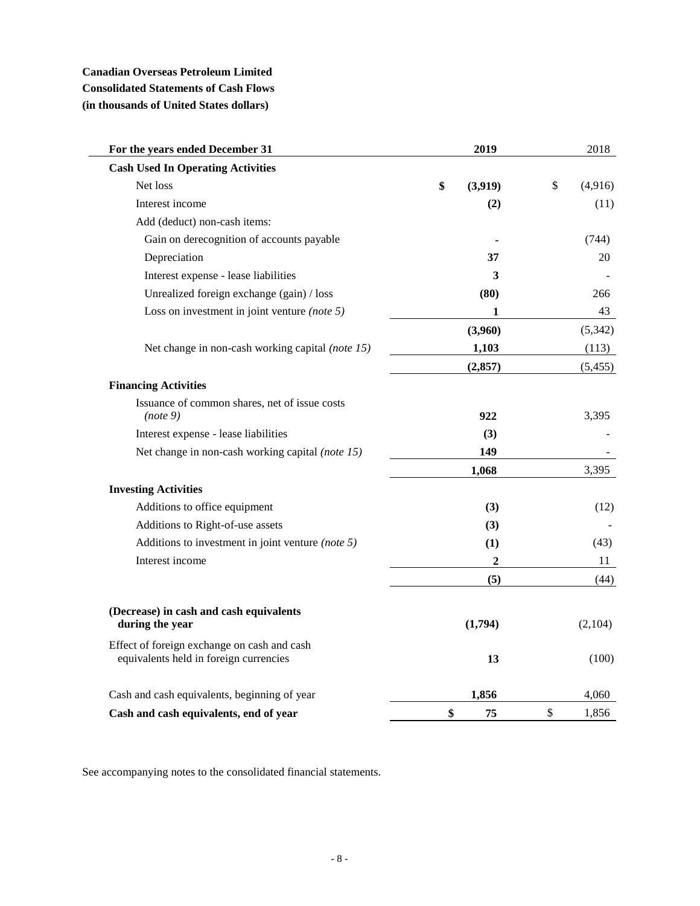**Canadian Overseas Petroleum Limited**
**Consolidated Statements of Cash Flows**
**(in thousands of United States dollars)**

| For the years ended December 31 | 2019 | 2018 |
|---|---|---|
| **Cash Used In Operating Activities** | | |
| Net loss | **$ (3,919)** | $ (4,916) |
| Interest income | **(2)** | (11) |
| Add (deduct) non-cash items: | | |
| Gain on derecognition of accounts payable | **-** | (744) |
| Depreciation | **37** | 20 |
| Interest expense - lease liabilities | **3** | - |
| Unrealized foreign exchange (gain) / loss | **(80)** | 266 |
| Loss on investment in joint venture *(note 5)* | **1** | 43 |
| | **(3,960)** | (5,342) |
| Net change in non-cash working capital *(note 15)* | **1,103** | (113) |
| | **(2,857)** | (5,455) |
| **Financing Activities** | | |
| Issuance of common shares, net of issue costs *(note 9)* | **922** | 3,395 |
| Interest expense - lease liabilities | **(3)** | - |
| Net change in non-cash working capital *(note 15)* | **149** | - |
| | **1,068** | 3,395 |
| **Investing Activities** | | |
| Additions to office equipment | **(3)** | (12) |
| Additions to Right-of-use assets | **(3)** | - |
| Additions to investment in joint venture *(note 5)* | **(1)** | (43) |
| Interest income | **2** | 11 |
| | **(5)** | (44) |
| **(Decrease) in cash and cash equivalents during the year** | **(1,794)** | (2,104) |
| Effect of foreign exchange on cash and cash equivalents held in foreign currencies | **13** | (100) |
| Cash and cash equivalents, beginning of year | **1,856** | 4,060 |
| **Cash and cash equivalents, end of year** | **$ 75** | $ 1,856 |

See accompanying notes to the consolidated financial statements.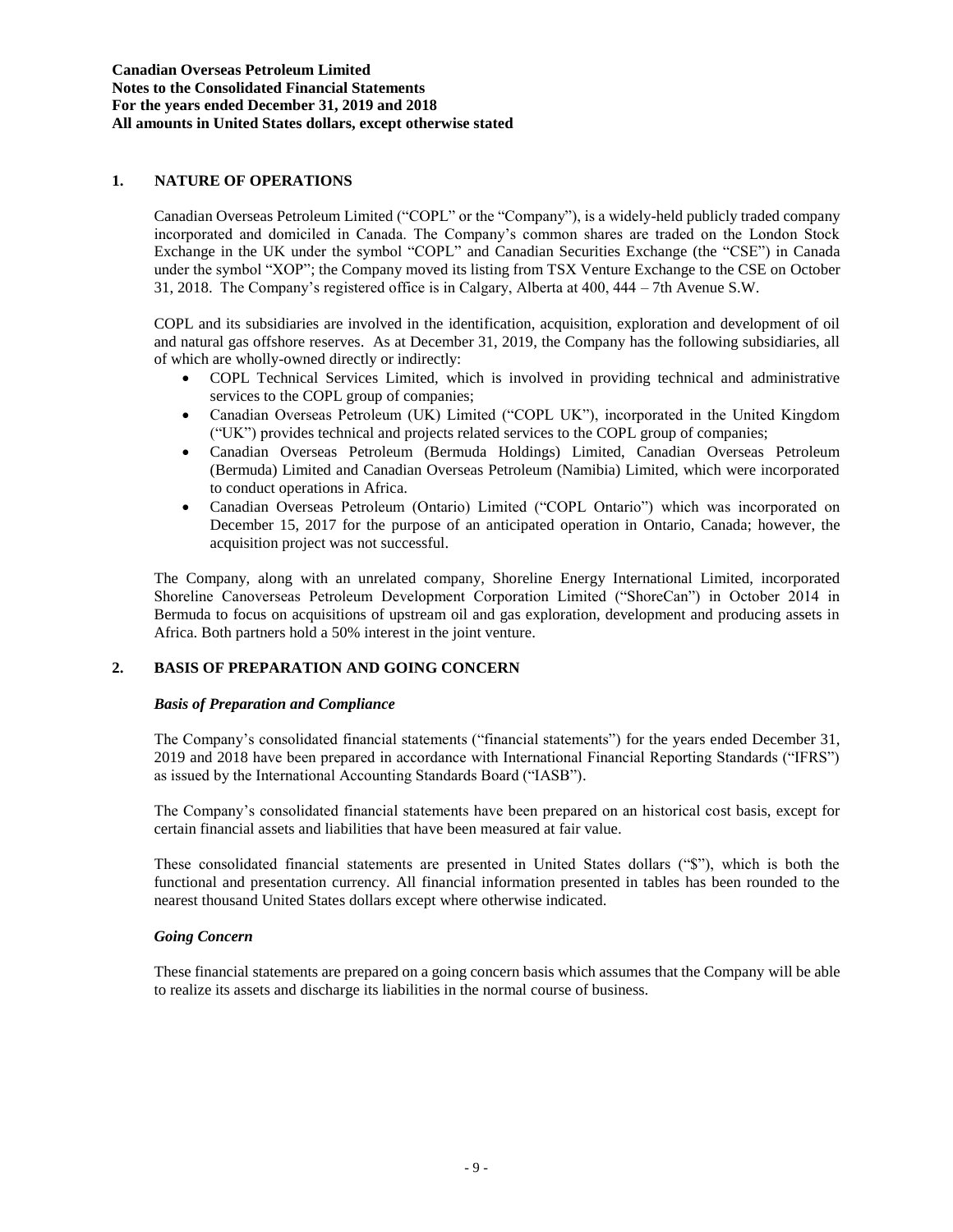## 1. NATURE OF OPERATIONS

Canadian Overseas Petroleum Limited ("COPL" or the "Company"), is a widely-held publicly traded company incorporated and domiciled in Canada. The Company's common shares are traded on the London Stock Exchange in the UK under the symbol "COPL" and Canadian Securities Exchange (the "CSE") in Canada under the symbol "XOP"; the Company moved its listing from TSX Venture Exchange to the CSE on October 31, 2018. The Company's registered office is in Calgary, Alberta at 400, 444 – 7th Avenue S.W.

COPL and its subsidiaries are involved in the identification, acquisition, exploration and development of oil and natural gas offshore reserves. As at December 31, 2019, the Company has the following subsidiaries, all of which are wholly-owned directly or indirectly:

- COPL Technical Services Limited, which is involved in providing technical and administrative services to the COPL group of companies;
- Canadian Overseas Petroleum (UK) Limited ("COPL UK"), incorporated in the United Kingdom ("UK") provides technical and projects related services to the COPL group of companies;
- Canadian Overseas Petroleum (Bermuda Holdings) Limited, Canadian Overseas Petroleum (Bermuda) Limited and Canadian Overseas Petroleum (Namibia) Limited, which were incorporated to conduct operations in Africa.
- Canadian Overseas Petroleum (Ontario) Limited ("COPL Ontario") which was incorporated on December 15, 2017 for the purpose of an anticipated operation in Ontario, Canada; however, the acquisition project was not successful.

The Company, along with an unrelated company, Shoreline Energy International Limited, incorporated Shoreline Canoverseas Petroleum Development Corporation Limited ("ShoreCan") in October 2014 in Bermuda to focus on acquisitions of upstream oil and gas exploration, development and producing assets in Africa. Both partners hold a 50% interest in the joint venture.

## 2. BASIS OF PREPARATION AND GOING CONCERN

### *Basis of Preparation and Compliance*

The Company's consolidated financial statements ("financial statements") for the years ended December 31, 2019 and 2018 have been prepared in accordance with International Financial Reporting Standards ("IFRS") as issued by the International Accounting Standards Board ("IASB").

The Company's consolidated financial statements have been prepared on an historical cost basis, except for certain financial assets and liabilities that have been measured at fair value.

These consolidated financial statements are presented in United States dollars ("$"), which is both the functional and presentation currency. All financial information presented in tables has been rounded to the nearest thousand United States dollars except where otherwise indicated.

### *Going Concern*

These financial statements are prepared on a going concern basis which assumes that the Company will be able to realize its assets and discharge its liabilities in the normal course of business.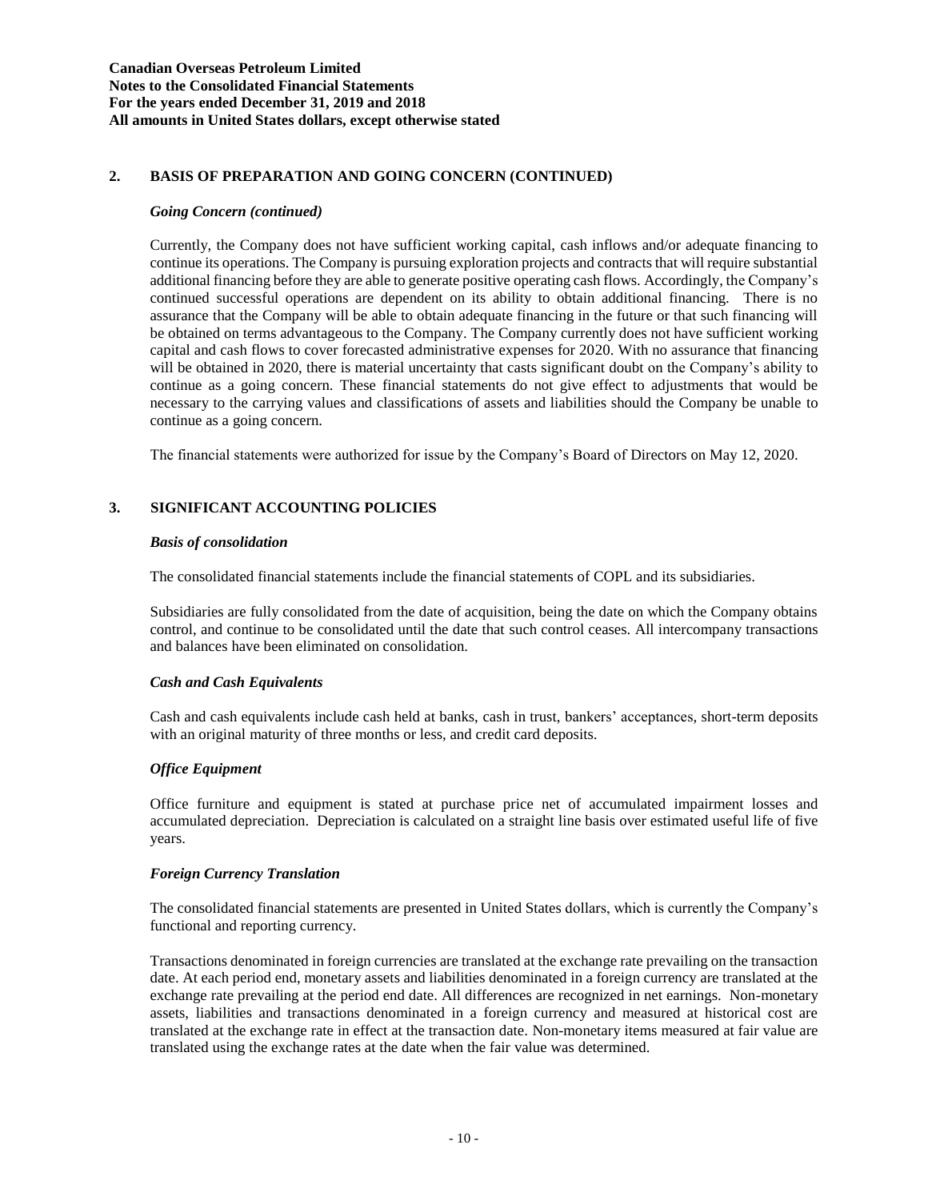## 2. BASIS OF PREPARATION AND GOING CONCERN (CONTINUED)

### *Going Concern (continued)*

Currently, the Company does not have sufficient working capital, cash inflows and/or adequate financing to continue its operations. The Company is pursuing exploration projects and contracts that will require substantial additional financing before they are able to generate positive operating cash flows. Accordingly, the Company's continued successful operations are dependent on its ability to obtain additional financing. There is no assurance that the Company will be able to obtain adequate financing in the future or that such financing will be obtained on terms advantageous to the Company. The Company currently does not have sufficient working capital and cash flows to cover forecasted administrative expenses for 2020. With no assurance that financing will be obtained in 2020, there is material uncertainty that casts significant doubt on the Company's ability to continue as a going concern. These financial statements do not give effect to adjustments that would be necessary to the carrying values and classifications of assets and liabilities should the Company be unable to continue as a going concern.

The financial statements were authorized for issue by the Company's Board of Directors on May 12, 2020.

## 3. SIGNIFICANT ACCOUNTING POLICIES

### *Basis of consolidation*

The consolidated financial statements include the financial statements of COPL and its subsidiaries.

Subsidiaries are fully consolidated from the date of acquisition, being the date on which the Company obtains control, and continue to be consolidated until the date that such control ceases. All intercompany transactions and balances have been eliminated on consolidation.

### *Cash and Cash Equivalents*

Cash and cash equivalents include cash held at banks, cash in trust, bankers' acceptances, short-term deposits with an original maturity of three months or less, and credit card deposits.

### *Office Equipment*

Office furniture and equipment is stated at purchase price net of accumulated impairment losses and accumulated depreciation. Depreciation is calculated on a straight line basis over estimated useful life of five years.

### *Foreign Currency Translation*

The consolidated financial statements are presented in United States dollars, which is currently the Company's functional and reporting currency.

Transactions denominated in foreign currencies are translated at the exchange rate prevailing on the transaction date. At each period end, monetary assets and liabilities denominated in a foreign currency are translated at the exchange rate prevailing at the period end date. All differences are recognized in net earnings. Non-monetary assets, liabilities and transactions denominated in a foreign currency and measured at historical cost are translated at the exchange rate in effect at the transaction date. Non-monetary items measured at fair value are translated using the exchange rates at the date when the fair value was determined.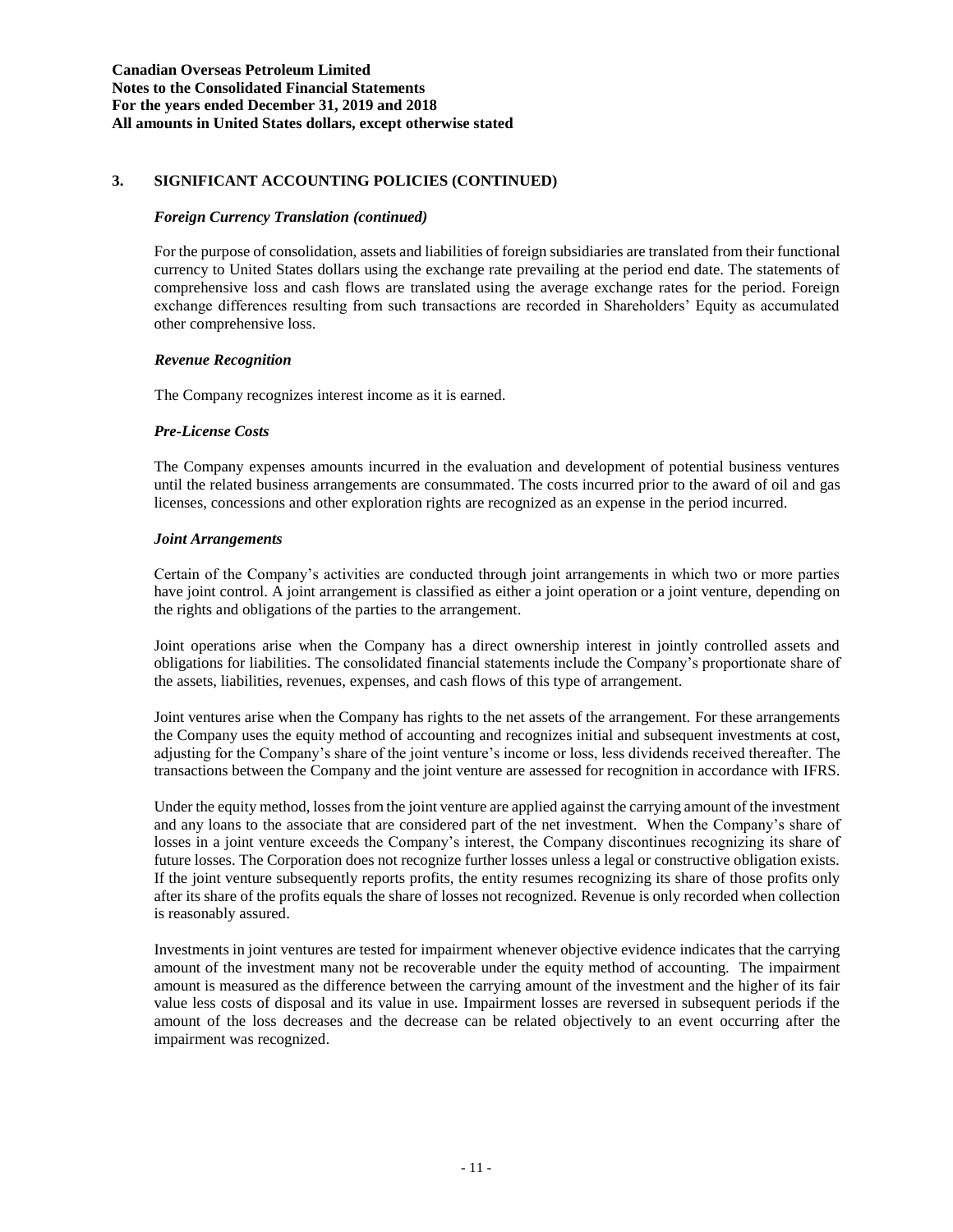## 3. SIGNIFICANT ACCOUNTING POLICIES (CONTINUED)

### *Foreign Currency Translation (continued)*

For the purpose of consolidation, assets and liabilities of foreign subsidiaries are translated from their functional currency to United States dollars using the exchange rate prevailing at the period end date. The statements of comprehensive loss and cash flows are translated using the average exchange rates for the period. Foreign exchange differences resulting from such transactions are recorded in Shareholders' Equity as accumulated other comprehensive loss.

### *Revenue Recognition*

The Company recognizes interest income as it is earned.

### *Pre-License Costs*

The Company expenses amounts incurred in the evaluation and development of potential business ventures until the related business arrangements are consummated. The costs incurred prior to the award of oil and gas licenses, concessions and other exploration rights are recognized as an expense in the period incurred.

### *Joint Arrangements*

Certain of the Company's activities are conducted through joint arrangements in which two or more parties have joint control. A joint arrangement is classified as either a joint operation or a joint venture, depending on the rights and obligations of the parties to the arrangement.

Joint operations arise when the Company has a direct ownership interest in jointly controlled assets and obligations for liabilities. The consolidated financial statements include the Company's proportionate share of the assets, liabilities, revenues, expenses, and cash flows of this type of arrangement.

Joint ventures arise when the Company has rights to the net assets of the arrangement. For these arrangements the Company uses the equity method of accounting and recognizes initial and subsequent investments at cost, adjusting for the Company's share of the joint venture's income or loss, less dividends received thereafter. The transactions between the Company and the joint venture are assessed for recognition in accordance with IFRS.

Under the equity method, losses from the joint venture are applied against the carrying amount of the investment and any loans to the associate that are considered part of the net investment. When the Company's share of losses in a joint venture exceeds the Company's interest, the Company discontinues recognizing its share of future losses. The Corporation does not recognize further losses unless a legal or constructive obligation exists. If the joint venture subsequently reports profits, the entity resumes recognizing its share of those profits only after its share of the profits equals the share of losses not recognized. Revenue is only recorded when collection is reasonably assured.

Investments in joint ventures are tested for impairment whenever objective evidence indicates that the carrying amount of the investment many not be recoverable under the equity method of accounting. The impairment amount is measured as the difference between the carrying amount of the investment and the higher of its fair value less costs of disposal and its value in use. Impairment losses are reversed in subsequent periods if the amount of the loss decreases and the decrease can be related objectively to an event occurring after the impairment was recognized.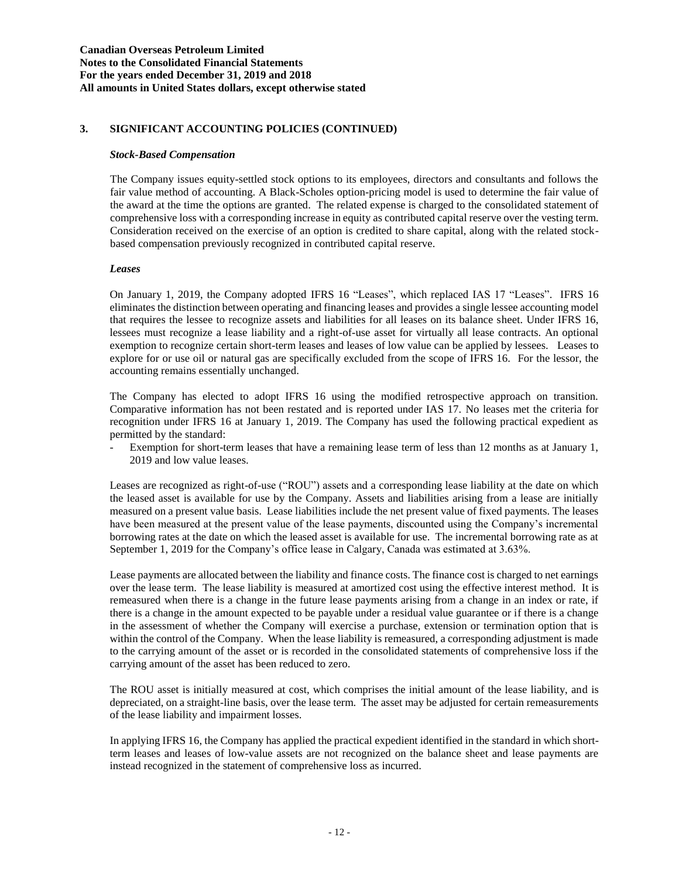## 3. SIGNIFICANT ACCOUNTING POLICIES (CONTINUED)

***Stock-Based Compensation***

The Company issues equity-settled stock options to its employees, directors and consultants and follows the fair value method of accounting. A Black-Scholes option-pricing model is used to determine the fair value of the award at the time the options are granted. The related expense is charged to the consolidated statement of comprehensive loss with a corresponding increase in equity as contributed capital reserve over the vesting term. Consideration received on the exercise of an option is credited to share capital, along with the related stock-based compensation previously recognized in contributed capital reserve.

***Leases***

On January 1, 2019, the Company adopted IFRS 16 "Leases", which replaced IAS 17 "Leases". IFRS 16 eliminates the distinction between operating and financing leases and provides a single lessee accounting model that requires the lessee to recognize assets and liabilities for all leases on its balance sheet. Under IFRS 16, lessees must recognize a lease liability and a right-of-use asset for virtually all lease contracts. An optional exemption to recognize certain short-term leases and leases of low value can be applied by lessees. Leases to explore for or use oil or natural gas are specifically excluded from the scope of IFRS 16. For the lessor, the accounting remains essentially unchanged.

The Company has elected to adopt IFRS 16 using the modified retrospective approach on transition. Comparative information has not been restated and is reported under IAS 17. No leases met the criteria for recognition under IFRS 16 at January 1, 2019. The Company has used the following practical expedient as permitted by the standard:

- Exemption for short-term leases that have a remaining lease term of less than 12 months as at January 1, 2019 and low value leases.

Leases are recognized as right-of-use ("ROU") assets and a corresponding lease liability at the date on which the leased asset is available for use by the Company. Assets and liabilities arising from a lease are initially measured on a present value basis. Lease liabilities include the net present value of fixed payments. The leases have been measured at the present value of the lease payments, discounted using the Company's incremental borrowing rates at the date on which the leased asset is available for use. The incremental borrowing rate as at September 1, 2019 for the Company's office lease in Calgary, Canada was estimated at 3.63%.

Lease payments are allocated between the liability and finance costs. The finance cost is charged to net earnings over the lease term. The lease liability is measured at amortized cost using the effective interest method. It is remeasured when there is a change in the future lease payments arising from a change in an index or rate, if there is a change in the amount expected to be payable under a residual value guarantee or if there is a change in the assessment of whether the Company will exercise a purchase, extension or termination option that is within the control of the Company. When the lease liability is remeasured, a corresponding adjustment is made to the carrying amount of the asset or is recorded in the consolidated statements of comprehensive loss if the carrying amount of the asset has been reduced to zero.

The ROU asset is initially measured at cost, which comprises the initial amount of the lease liability, and is depreciated, on a straight-line basis, over the lease term. The asset may be adjusted for certain remeasurements of the lease liability and impairment losses.

In applying IFRS 16, the Company has applied the practical expedient identified in the standard in which short-term leases and leases of low-value assets are not recognized on the balance sheet and lease payments are instead recognized in the statement of comprehensive loss as incurred.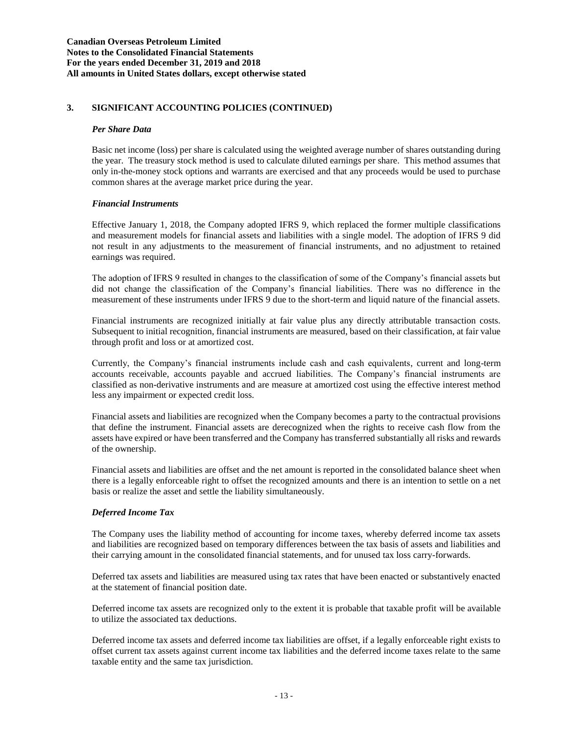## 3. SIGNIFICANT ACCOUNTING POLICIES (CONTINUED)

### *Per Share Data*

Basic net income (loss) per share is calculated using the weighted average number of shares outstanding during the year. The treasury stock method is used to calculate diluted earnings per share. This method assumes that only in-the-money stock options and warrants are exercised and that any proceeds would be used to purchase common shares at the average market price during the year.

### *Financial Instruments*

Effective January 1, 2018, the Company adopted IFRS 9, which replaced the former multiple classifications and measurement models for financial assets and liabilities with a single model. The adoption of IFRS 9 did not result in any adjustments to the measurement of financial instruments, and no adjustment to retained earnings was required.

The adoption of IFRS 9 resulted in changes to the classification of some of the Company's financial assets but did not change the classification of the Company's financial liabilities. There was no difference in the measurement of these instruments under IFRS 9 due to the short-term and liquid nature of the financial assets.

Financial instruments are recognized initially at fair value plus any directly attributable transaction costs. Subsequent to initial recognition, financial instruments are measured, based on their classification, at fair value through profit and loss or at amortized cost.

Currently, the Company's financial instruments include cash and cash equivalents, current and long-term accounts receivable, accounts payable and accrued liabilities. The Company's financial instruments are classified as non-derivative instruments and are measure at amortized cost using the effective interest method less any impairment or expected credit loss.

Financial assets and liabilities are recognized when the Company becomes a party to the contractual provisions that define the instrument. Financial assets are derecognized when the rights to receive cash flow from the assets have expired or have been transferred and the Company has transferred substantially all risks and rewards of the ownership.

Financial assets and liabilities are offset and the net amount is reported in the consolidated balance sheet when there is a legally enforceable right to offset the recognized amounts and there is an intention to settle on a net basis or realize the asset and settle the liability simultaneously.

### *Deferred Income Tax*

The Company uses the liability method of accounting for income taxes, whereby deferred income tax assets and liabilities are recognized based on temporary differences between the tax basis of assets and liabilities and their carrying amount in the consolidated financial statements, and for unused tax loss carry-forwards.

Deferred tax assets and liabilities are measured using tax rates that have been enacted or substantively enacted at the statement of financial position date.

Deferred income tax assets are recognized only to the extent it is probable that taxable profit will be available to utilize the associated tax deductions.

Deferred income tax assets and deferred income tax liabilities are offset, if a legally enforceable right exists to offset current tax assets against current income tax liabilities and the deferred income taxes relate to the same taxable entity and the same tax jurisdiction.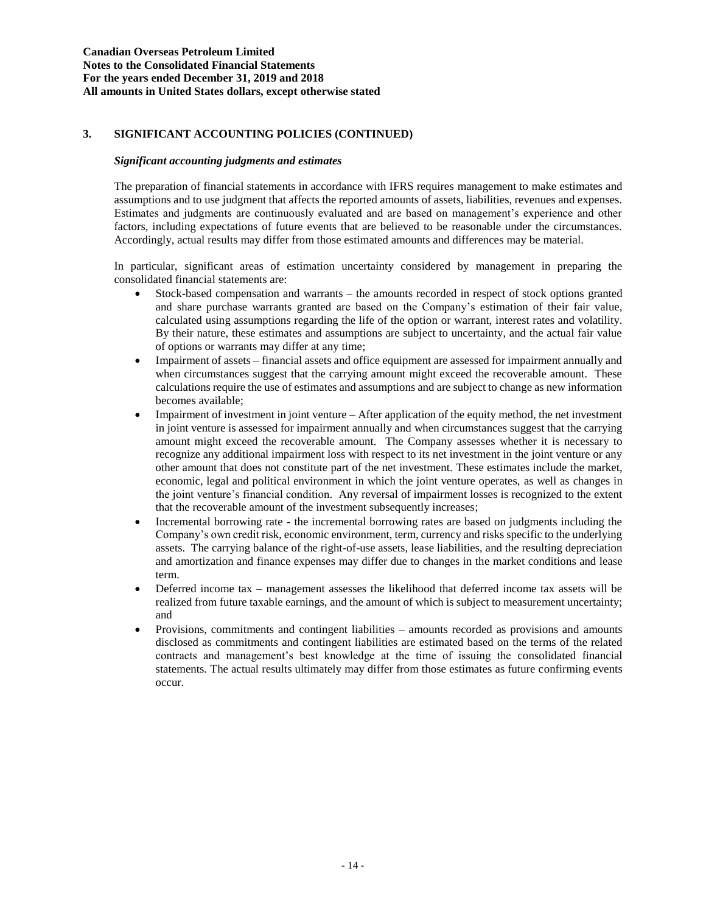## 3. SIGNIFICANT ACCOUNTING POLICIES (CONTINUED)

### *Significant accounting judgments and estimates*

The preparation of financial statements in accordance with IFRS requires management to make estimates and assumptions and to use judgment that affects the reported amounts of assets, liabilities, revenues and expenses. Estimates and judgments are continuously evaluated and are based on management's experience and other factors, including expectations of future events that are believed to be reasonable under the circumstances. Accordingly, actual results may differ from those estimated amounts and differences may be material.

In particular, significant areas of estimation uncertainty considered by management in preparing the consolidated financial statements are:

- Stock-based compensation and warrants – the amounts recorded in respect of stock options granted and share purchase warrants granted are based on the Company's estimation of their fair value, calculated using assumptions regarding the life of the option or warrant, interest rates and volatility. By their nature, these estimates and assumptions are subject to uncertainty, and the actual fair value of options or warrants may differ at any time;
- Impairment of assets – financial assets and office equipment are assessed for impairment annually and when circumstances suggest that the carrying amount might exceed the recoverable amount. These calculations require the use of estimates and assumptions and are subject to change as new information becomes available;
- Impairment of investment in joint venture – After application of the equity method, the net investment in joint venture is assessed for impairment annually and when circumstances suggest that the carrying amount might exceed the recoverable amount. The Company assesses whether it is necessary to recognize any additional impairment loss with respect to its net investment in the joint venture or any other amount that does not constitute part of the net investment. These estimates include the market, economic, legal and political environment in which the joint venture operates, as well as changes in the joint venture's financial condition. Any reversal of impairment losses is recognized to the extent that the recoverable amount of the investment subsequently increases;
- Incremental borrowing rate - the incremental borrowing rates are based on judgments including the Company's own credit risk, economic environment, term, currency and risks specific to the underlying assets. The carrying balance of the right-of-use assets, lease liabilities, and the resulting depreciation and amortization and finance expenses may differ due to changes in the market conditions and lease term.
- Deferred income tax – management assesses the likelihood that deferred income tax assets will be realized from future taxable earnings, and the amount of which is subject to measurement uncertainty; and
- Provisions, commitments and contingent liabilities – amounts recorded as provisions and amounts disclosed as commitments and contingent liabilities are estimated based on the terms of the related contracts and management's best knowledge at the time of issuing the consolidated financial statements. The actual results ultimately may differ from those estimates as future confirming events occur.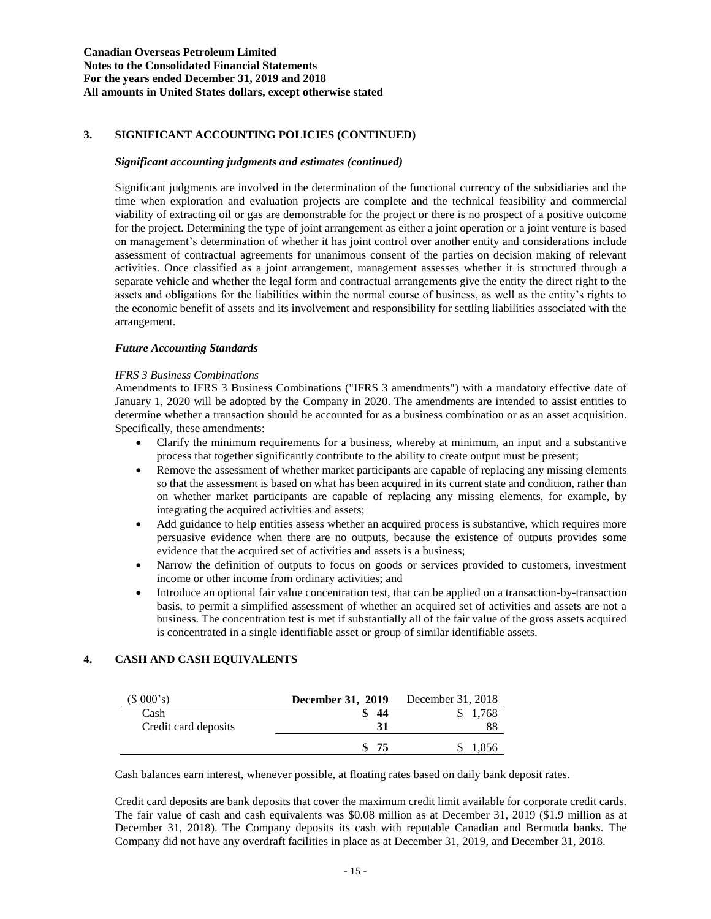## 3. SIGNIFICANT ACCOUNTING POLICIES (CONTINUED)

### *Significant accounting judgments and estimates (continued)*

Significant judgments are involved in the determination of the functional currency of the subsidiaries and the time when exploration and evaluation projects are complete and the technical feasibility and commercial viability of extracting oil or gas are demonstrable for the project or there is no prospect of a positive outcome for the project. Determining the type of joint arrangement as either a joint operation or a joint venture is based on management's determination of whether it has joint control over another entity and considerations include assessment of contractual agreements for unanimous consent of the parties on decision making of relevant activities. Once classified as a joint arrangement, management assesses whether it is structured through a separate vehicle and whether the legal form and contractual arrangements give the entity the direct right to the assets and obligations for the liabilities within the normal course of business, as well as the entity's rights to the economic benefit of assets and its involvement and responsibility for settling liabilities associated with the arrangement.

### *Future Accounting Standards*

*IFRS 3 Business Combinations*

Amendments to IFRS 3 Business Combinations ("IFRS 3 amendments") with a mandatory effective date of January 1, 2020 will be adopted by the Company in 2020. The amendments are intended to assist entities to determine whether a transaction should be accounted for as a business combination or as an asset acquisition. Specifically, these amendments:

- Clarify the minimum requirements for a business, whereby at minimum, an input and a substantive process that together significantly contribute to the ability to create output must be present;
- Remove the assessment of whether market participants are capable of replacing any missing elements so that the assessment is based on what has been acquired in its current state and condition, rather than on whether market participants are capable of replacing any missing elements, for example, by integrating the acquired activities and assets;
- Add guidance to help entities assess whether an acquired process is substantive, which requires more persuasive evidence when there are no outputs, because the existence of outputs provides some evidence that the acquired set of activities and assets is a business;
- Narrow the definition of outputs to focus on goods or services provided to customers, investment income or other income from ordinary activities; and
- Introduce an optional fair value concentration test, that can be applied on a transaction-by-transaction basis, to permit a simplified assessment of whether an acquired set of activities and assets are not a business. The concentration test is met if substantially all of the fair value of the gross assets acquired is concentrated in a single identifiable asset or group of similar identifiable assets.

## 4. CASH AND CASH EQUIVALENTS

| ($ 000's) | **December 31, 2019** | December 31, 2018 |
|---|---|---|
| Cash | **$ 44** | $ 1,768 |
| Credit card deposits | **31** | 88 |
| | **$ 75** | $ 1,856 |

Cash balances earn interest, whenever possible, at floating rates based on daily bank deposit rates.

Credit card deposits are bank deposits that cover the maximum credit limit available for corporate credit cards. The fair value of cash and cash equivalents was $0.08 million as at December 31, 2019 ($1.9 million as at December 31, 2018). The Company deposits its cash with reputable Canadian and Bermuda banks. The Company did not have any overdraft facilities in place as at December 31, 2019, and December 31, 2018.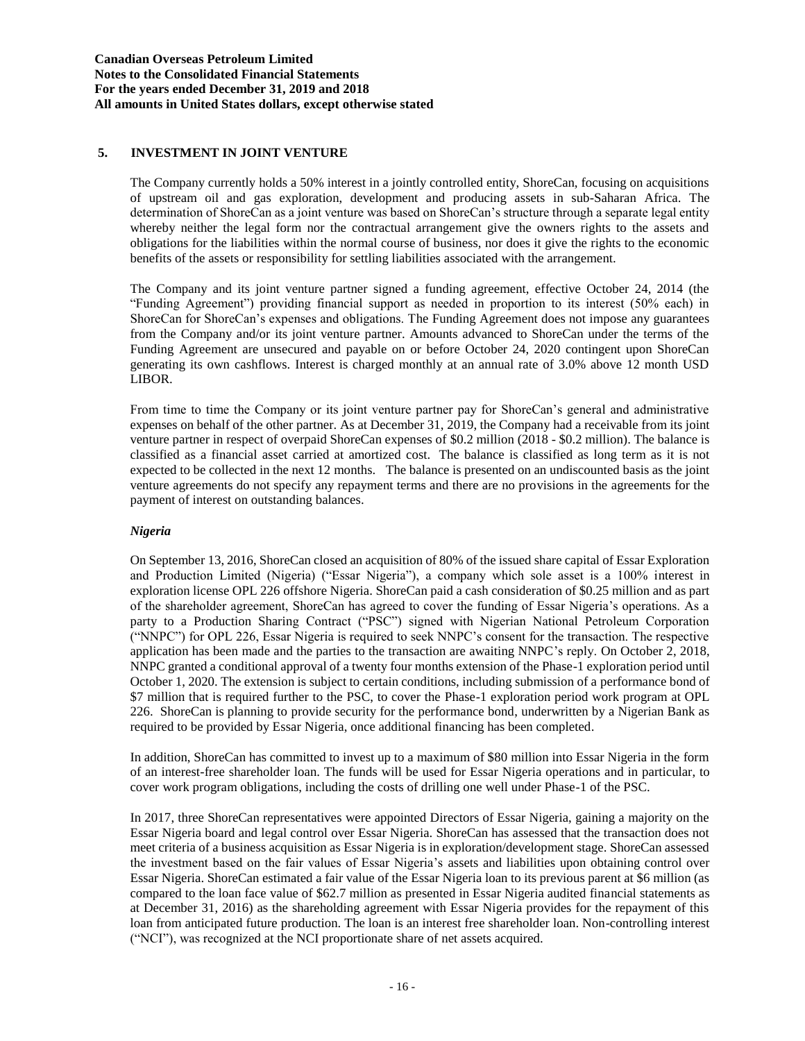## 5. INVESTMENT IN JOINT VENTURE

The Company currently holds a 50% interest in a jointly controlled entity, ShoreCan, focusing on acquisitions of upstream oil and gas exploration, development and producing assets in sub-Saharan Africa. The determination of ShoreCan as a joint venture was based on ShoreCan's structure through a separate legal entity whereby neither the legal form nor the contractual arrangement give the owners rights to the assets and obligations for the liabilities within the normal course of business, nor does it give the rights to the economic benefits of the assets or responsibility for settling liabilities associated with the arrangement.

The Company and its joint venture partner signed a funding agreement, effective October 24, 2014 (the "Funding Agreement") providing financial support as needed in proportion to its interest (50% each) in ShoreCan for ShoreCan's expenses and obligations. The Funding Agreement does not impose any guarantees from the Company and/or its joint venture partner. Amounts advanced to ShoreCan under the terms of the Funding Agreement are unsecured and payable on or before October 24, 2020 contingent upon ShoreCan generating its own cashflows. Interest is charged monthly at an annual rate of 3.0% above 12 month USD LIBOR.

From time to time the Company or its joint venture partner pay for ShoreCan's general and administrative expenses on behalf of the other partner. As at December 31, 2019, the Company had a receivable from its joint venture partner in respect of overpaid ShoreCan expenses of $0.2 million (2018 - $0.2 million). The balance is classified as a financial asset carried at amortized cost. The balance is classified as long term as it is not expected to be collected in the next 12 months. The balance is presented on an undiscounted basis as the joint venture agreements do not specify any repayment terms and there are no provisions in the agreements for the payment of interest on outstanding balances.

### *Nigeria*

On September 13, 2016, ShoreCan closed an acquisition of 80% of the issued share capital of Essar Exploration and Production Limited (Nigeria) ("Essar Nigeria"), a company which sole asset is a 100% interest in exploration license OPL 226 offshore Nigeria. ShoreCan paid a cash consideration of $0.25 million and as part of the shareholder agreement, ShoreCan has agreed to cover the funding of Essar Nigeria's operations. As a party to a Production Sharing Contract ("PSC") signed with Nigerian National Petroleum Corporation ("NNPC") for OPL 226, Essar Nigeria is required to seek NNPC's consent for the transaction. The respective application has been made and the parties to the transaction are awaiting NNPC's reply. On October 2, 2018, NNPC granted a conditional approval of a twenty four months extension of the Phase-1 exploration period until October 1, 2020. The extension is subject to certain conditions, including submission of a performance bond of $7 million that is required further to the PSC, to cover the Phase-1 exploration period work program at OPL 226. ShoreCan is planning to provide security for the performance bond, underwritten by a Nigerian Bank as required to be provided by Essar Nigeria, once additional financing has been completed.

In addition, ShoreCan has committed to invest up to a maximum of $80 million into Essar Nigeria in the form of an interest-free shareholder loan. The funds will be used for Essar Nigeria operations and in particular, to cover work program obligations, including the costs of drilling one well under Phase-1 of the PSC.

In 2017, three ShoreCan representatives were appointed Directors of Essar Nigeria, gaining a majority on the Essar Nigeria board and legal control over Essar Nigeria. ShoreCan has assessed that the transaction does not meet criteria of a business acquisition as Essar Nigeria is in exploration/development stage. ShoreCan assessed the investment based on the fair values of Essar Nigeria's assets and liabilities upon obtaining control over Essar Nigeria. ShoreCan estimated a fair value of the Essar Nigeria loan to its previous parent at $6 million (as compared to the loan face value of $62.7 million as presented in Essar Nigeria audited financial statements as at December 31, 2016) as the shareholding agreement with Essar Nigeria provides for the repayment of this loan from anticipated future production. The loan is an interest free shareholder loan. Non-controlling interest ("NCI"), was recognized at the NCI proportionate share of net assets acquired.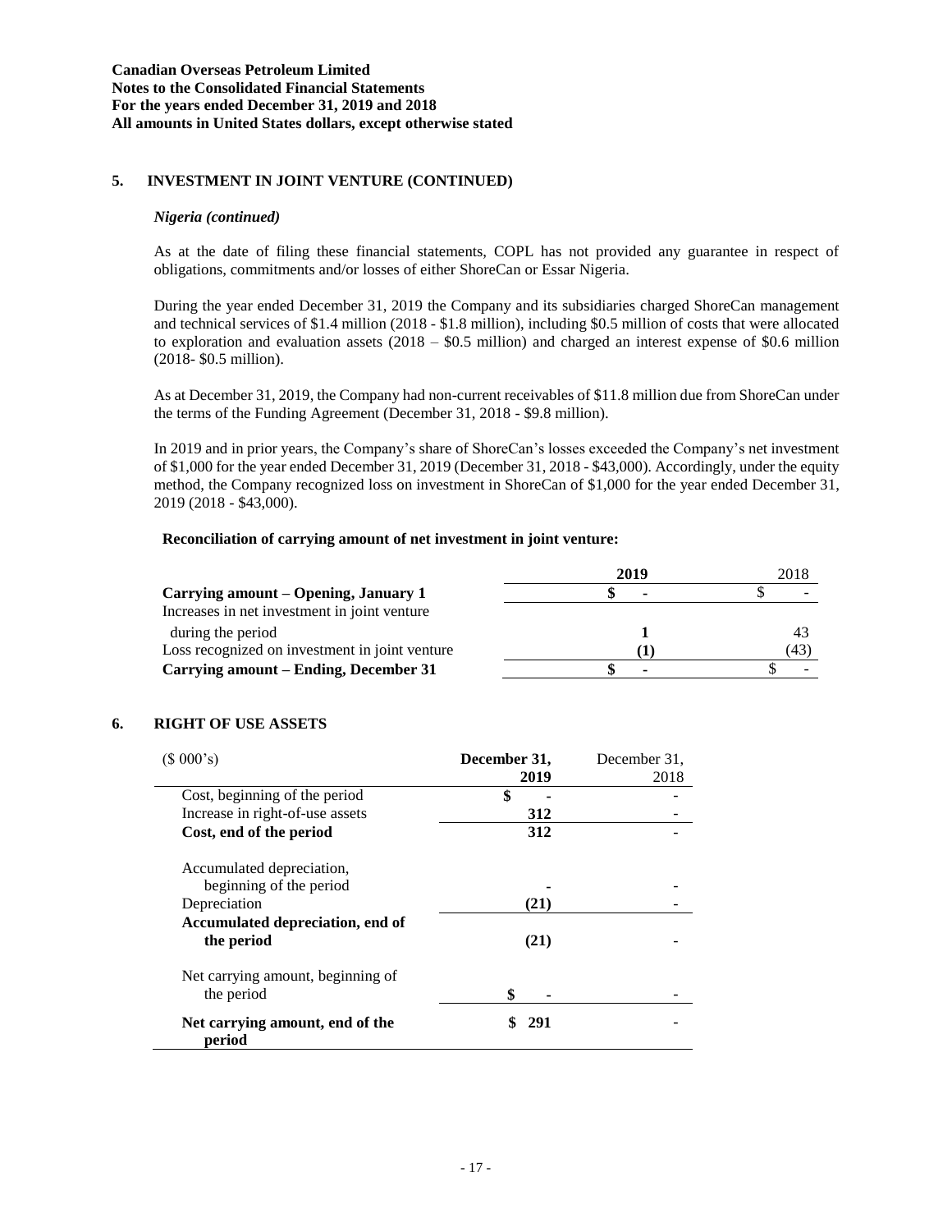## 5. INVESTMENT IN JOINT VENTURE (CONTINUED)

### *Nigeria (continued)*

As at the date of filing these financial statements, COPL has not provided any guarantee in respect of obligations, commitments and/or losses of either ShoreCan or Essar Nigeria.

During the year ended December 31, 2019 the Company and its subsidiaries charged ShoreCan management and technical services of $1.4 million (2018 - $1.8 million), including $0.5 million of costs that were allocated to exploration and evaluation assets (2018 – $0.5 million) and charged an interest expense of $0.6 million (2018- $0.5 million).

As at December 31, 2019, the Company had non-current receivables of $11.8 million due from ShoreCan under the terms of the Funding Agreement (December 31, 2018 - $9.8 million).

In 2019 and in prior years, the Company's share of ShoreCan's losses exceeded the Company's net investment of $1,000 for the year ended December 31, 2019 (December 31, 2018 - $43,000). Accordingly, under the equity method, the Company recognized loss on investment in ShoreCan of $1,000 for the year ended December 31, 2019 (2018 - $43,000).

**Reconciliation of carrying amount of net investment in joint venture:**

| | **2019** | 2018 |
|---|---|---|
| **Carrying amount – Opening, January 1** | **$ -** | $ - |
| Increases in net investment in joint venture during the period | **1** | 43 |
| Loss recognized on investment in joint venture | **(1)** | (43) |
| **Carrying amount – Ending, December 31** | **$ -** | $ - |

## 6. RIGHT OF USE ASSETS

| ($ 000's) | **December 31, 2019** | December 31, 2018 |
|---|---|---|
| Cost, beginning of the period | **$ -** | - |
| Increase in right-of-use assets | **312** | - |
| **Cost, end of the period** | **312** | - |
| Accumulated depreciation, beginning of the period | **-** | - |
| Depreciation | **(21)** | - |
| **Accumulated depreciation, end of the period** | **(21)** | - |
| Net carrying amount, beginning of the period | **$ -** | - |
| **Net carrying amount, end of the period** | **$ 291** | - |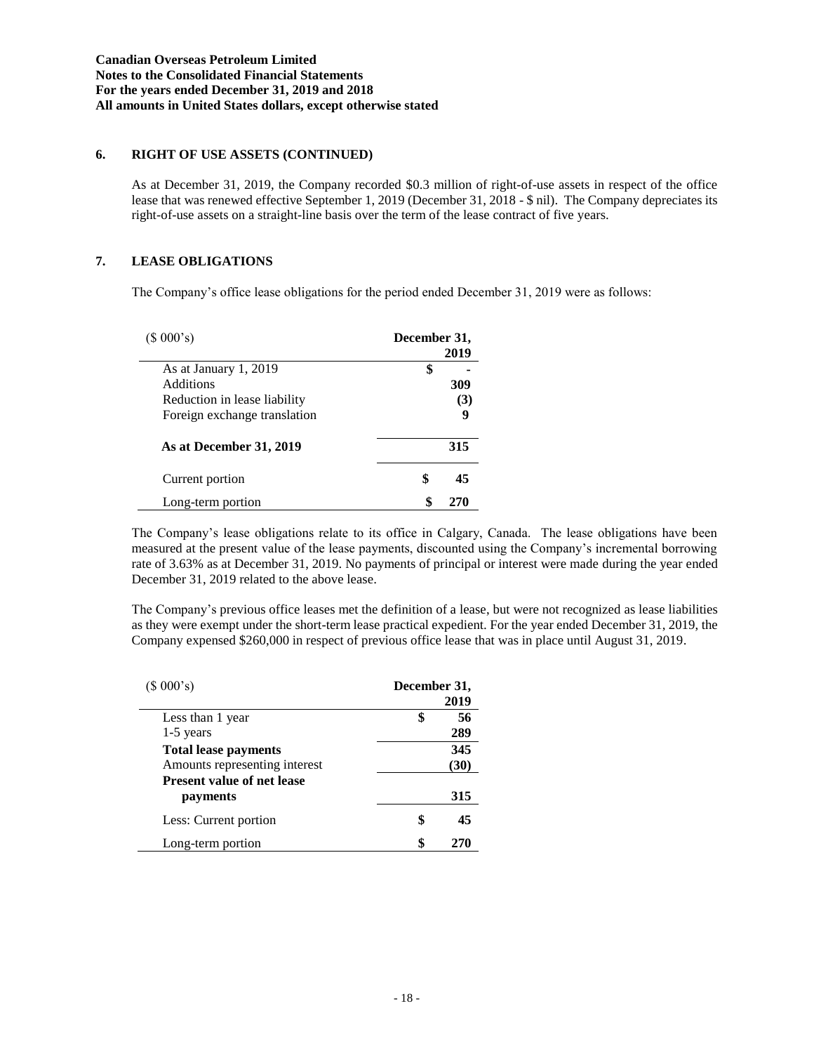## 6. RIGHT OF USE ASSETS (CONTINUED)

As at December 31, 2019, the Company recorded $0.3 million of right-of-use assets in respect of the office lease that was renewed effective September 1, 2019 (December 31, 2018 - $ nil). The Company depreciates its right-of-use assets on a straight-line basis over the term of the lease contract of five years.

## 7. LEASE OBLIGATIONS

The Company's office lease obligations for the period ended December 31, 2019 were as follows:

| ($ 000's) | December 31, 2019 |
|---|---|
| As at January 1, 2019 | $ - |
| Additions | 309 |
| Reduction in lease liability | (3) |
| Foreign exchange translation | 9 |
| **As at December 31, 2019** | **315** |
| Current portion | $ 45 |
| Long-term portion | $ 270 |

The Company's lease obligations relate to its office in Calgary, Canada. The lease obligations have been measured at the present value of the lease payments, discounted using the Company's incremental borrowing rate of 3.63% as at December 31, 2019. No payments of principal or interest were made during the year ended December 31, 2019 related to the above lease.

The Company's previous office leases met the definition of a lease, but were not recognized as lease liabilities as they were exempt under the short-term lease practical expedient. For the year ended December 31, 2019, the Company expensed $260,000 in respect of previous office lease that was in place until August 31, 2019.

| ($ 000's) | December 31, 2019 |
|---|---|
| Less than 1 year | $ 56 |
| 1-5 years | 289 |
| **Total lease payments** | **345** |
| Amounts representing interest | (30) |
| **Present value of net lease payments** | **315** |
| Less: Current portion | $ 45 |
| Long-term portion | $ 270 |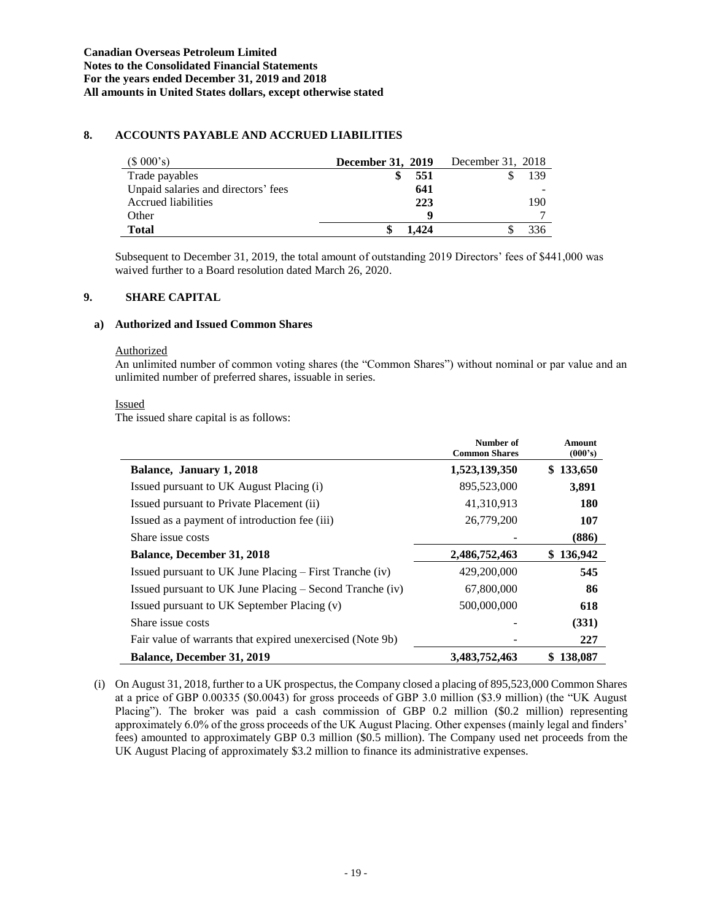## 8. ACCOUNTS PAYABLE AND ACCRUED LIABILITIES

| ($ 000's) | **December 31, 2019** | December 31, 2018 |
|---|---|---|
| Trade payables | **$ 551** | $ 139 |
| Unpaid salaries and directors' fees | **641** | - |
| Accrued liabilities | **223** | 190 |
| Other | **9** | 7 |
| **Total** | **$ 1,424** | $ 336 |

Subsequent to December 31, 2019, the total amount of outstanding 2019 Directors' fees of $441,000 was waived further to a Board resolution dated March 26, 2020.

## 9. SHARE CAPITAL

### a) Authorized and Issued Common Shares

Authorized

An unlimited number of common voting shares (the "Common Shares") without nominal or par value and an unlimited number of preferred shares, issuable in series.

Issued

The issued share capital is as follows:

| | Number of Common Shares | Amount (000's) |
|---|---|---|
| **Balance, January 1, 2018** | **1,523,139,350** | **$ 133,650** |
| Issued pursuant to UK August Placing (i) | 895,523,000 | **3,891** |
| Issued pursuant to Private Placement (ii) | 41,310,913 | **180** |
| Issued as a payment of introduction fee (iii) | 26,779,200 | **107** |
| Share issue costs | - | **(886)** |
| **Balance, December 31, 2018** | **2,486,752,463** | **$ 136,942** |
| Issued pursuant to UK June Placing – First Tranche (iv) | 429,200,000 | **545** |
| Issued pursuant to UK June Placing – Second Tranche (iv) | 67,800,000 | **86** |
| Issued pursuant to UK September Placing (v) | 500,000,000 | **618** |
| Share issue costs | - | **(331)** |
| Fair value of warrants that expired unexercised (Note 9b) | - | **227** |
| **Balance, December 31, 2019** | **3,483,752,463** | **$ 138,087** |

(i) On August 31, 2018, further to a UK prospectus, the Company closed a placing of 895,523,000 Common Shares at a price of GBP 0.00335 ($0.0043) for gross proceeds of GBP 3.0 million ($3.9 million) (the "UK August Placing"). The broker was paid a cash commission of GBP 0.2 million ($0.2 million) representing approximately 6.0% of the gross proceeds of the UK August Placing. Other expenses (mainly legal and finders' fees) amounted to approximately GBP 0.3 million ($0.5 million). The Company used net proceeds from the UK August Placing of approximately $3.2 million to finance its administrative expenses.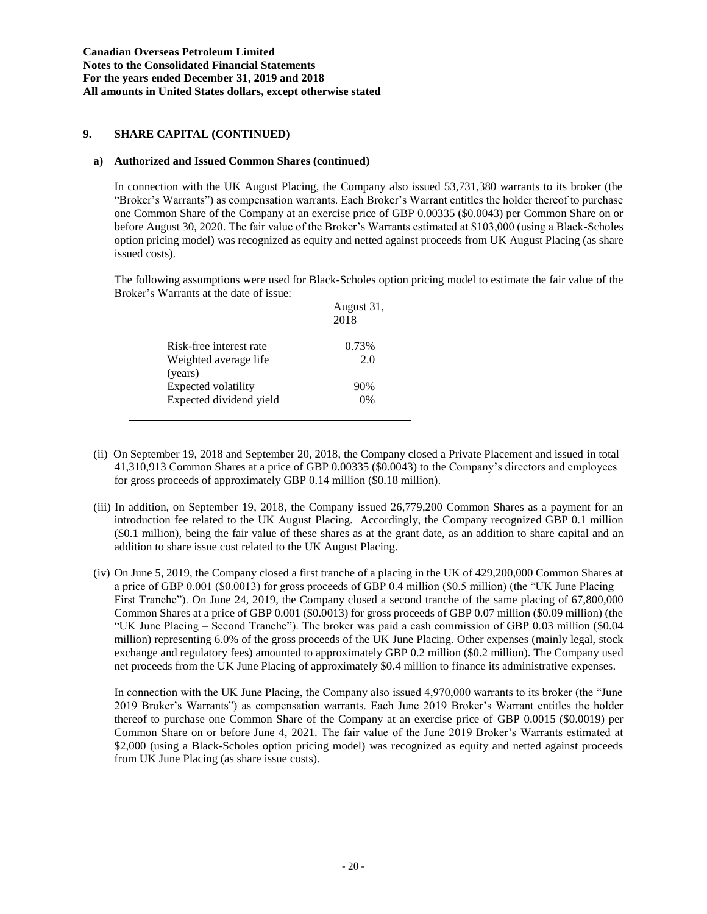## 9. SHARE CAPITAL (CONTINUED)

### a) Authorized and Issued Common Shares (continued)

In connection with the UK August Placing, the Company also issued 53,731,380 warrants to its broker (the "Broker's Warrants") as compensation warrants. Each Broker's Warrant entitles the holder thereof to purchase one Common Share of the Company at an exercise price of GBP 0.00335 ($0.0043) per Common Share on or before August 30, 2020. The fair value of the Broker's Warrants estimated at $103,000 (using a Black-Scholes option pricing model) was recognized as equity and netted against proceeds from UK August Placing (as share issued costs).

The following assumptions were used for Black-Scholes option pricing model to estimate the fair value of the Broker's Warrants at the date of issue:

| | August 31, 2018 |
|---|---|
| Risk-free interest rate | 0.73% |
| Weighted average life (years) | 2.0 |
| Expected volatility | 90% |
| Expected dividend yield | 0% |

(ii) On September 19, 2018 and September 20, 2018, the Company closed a Private Placement and issued in total 41,310,913 Common Shares at a price of GBP 0.00335 ($0.0043) to the Company's directors and employees for gross proceeds of approximately GBP 0.14 million ($0.18 million).

(iii) In addition, on September 19, 2018, the Company issued 26,779,200 Common Shares as a payment for an introduction fee related to the UK August Placing. Accordingly, the Company recognized GBP 0.1 million ($0.1 million), being the fair value of these shares as at the grant date, as an addition to share capital and an addition to share issue cost related to the UK August Placing.

(iv) On June 5, 2019, the Company closed a first tranche of a placing in the UK of 429,200,000 Common Shares at a price of GBP 0.001 ($0.0013) for gross proceeds of GBP 0.4 million ($0.5 million) (the "UK June Placing – First Tranche"). On June 24, 2019, the Company closed a second tranche of the same placing of 67,800,000 Common Shares at a price of GBP 0.001 ($0.0013) for gross proceeds of GBP 0.07 million ($0.09 million) (the "UK June Placing – Second Tranche"). The broker was paid a cash commission of GBP 0.03 million ($0.04 million) representing 6.0% of the gross proceeds of the UK June Placing. Other expenses (mainly legal, stock exchange and regulatory fees) amounted to approximately GBP 0.2 million ($0.2 million). The Company used net proceeds from the UK June Placing of approximately $0.4 million to finance its administrative expenses.

In connection with the UK June Placing, the Company also issued 4,970,000 warrants to its broker (the "June 2019 Broker's Warrants") as compensation warrants. Each June 2019 Broker's Warrant entitles the holder thereof to purchase one Common Share of the Company at an exercise price of GBP 0.0015 ($0.0019) per Common Share on or before June 4, 2021. The fair value of the June 2019 Broker's Warrants estimated at $2,000 (using a Black-Scholes option pricing model) was recognized as equity and netted against proceeds from UK June Placing (as share issue costs).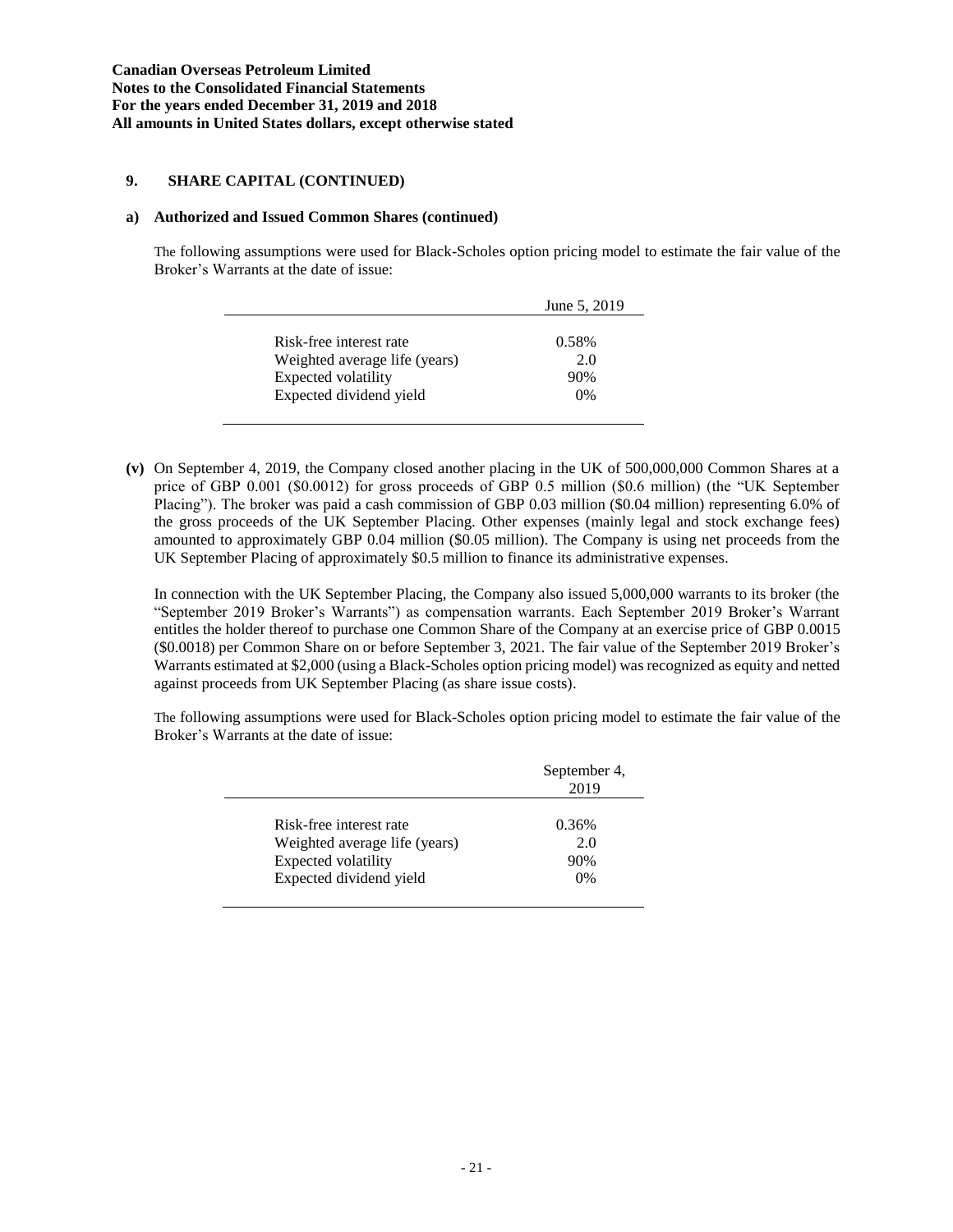## 9. SHARE CAPITAL (CONTINUED)

### a) Authorized and Issued Common Shares (continued)

The following assumptions were used for Black-Scholes option pricing model to estimate the fair value of the Broker's Warrants at the date of issue:

| | June 5, 2019 |
|---|---|
| Risk-free interest rate | 0.58% |
| Weighted average life (years) | 2.0 |
| Expected volatility | 90% |
| Expected dividend yield | 0% |

**(v)** On September 4, 2019, the Company closed another placing in the UK of 500,000,000 Common Shares at a price of GBP 0.001 ($0.0012) for gross proceeds of GBP 0.5 million ($0.6 million) (the "UK September Placing"). The broker was paid a cash commission of GBP 0.03 million ($0.04 million) representing 6.0% of the gross proceeds of the UK September Placing. Other expenses (mainly legal and stock exchange fees) amounted to approximately GBP 0.04 million ($0.05 million). The Company is using net proceeds from the UK September Placing of approximately $0.5 million to finance its administrative expenses.

In connection with the UK September Placing, the Company also issued 5,000,000 warrants to its broker (the "September 2019 Broker's Warrants") as compensation warrants. Each September 2019 Broker's Warrant entitles the holder thereof to purchase one Common Share of the Company at an exercise price of GBP 0.0015 ($0.0018) per Common Share on or before September 3, 2021. The fair value of the September 2019 Broker's Warrants estimated at $2,000 (using a Black-Scholes option pricing model) was recognized as equity and netted against proceeds from UK September Placing (as share issue costs).

The following assumptions were used for Black-Scholes option pricing model to estimate the fair value of the Broker's Warrants at the date of issue:

| | September 4, 2019 |
|---|---|
| Risk-free interest rate | 0.36% |
| Weighted average life (years) | 2.0 |
| Expected volatility | 90% |
| Expected dividend yield | 0% |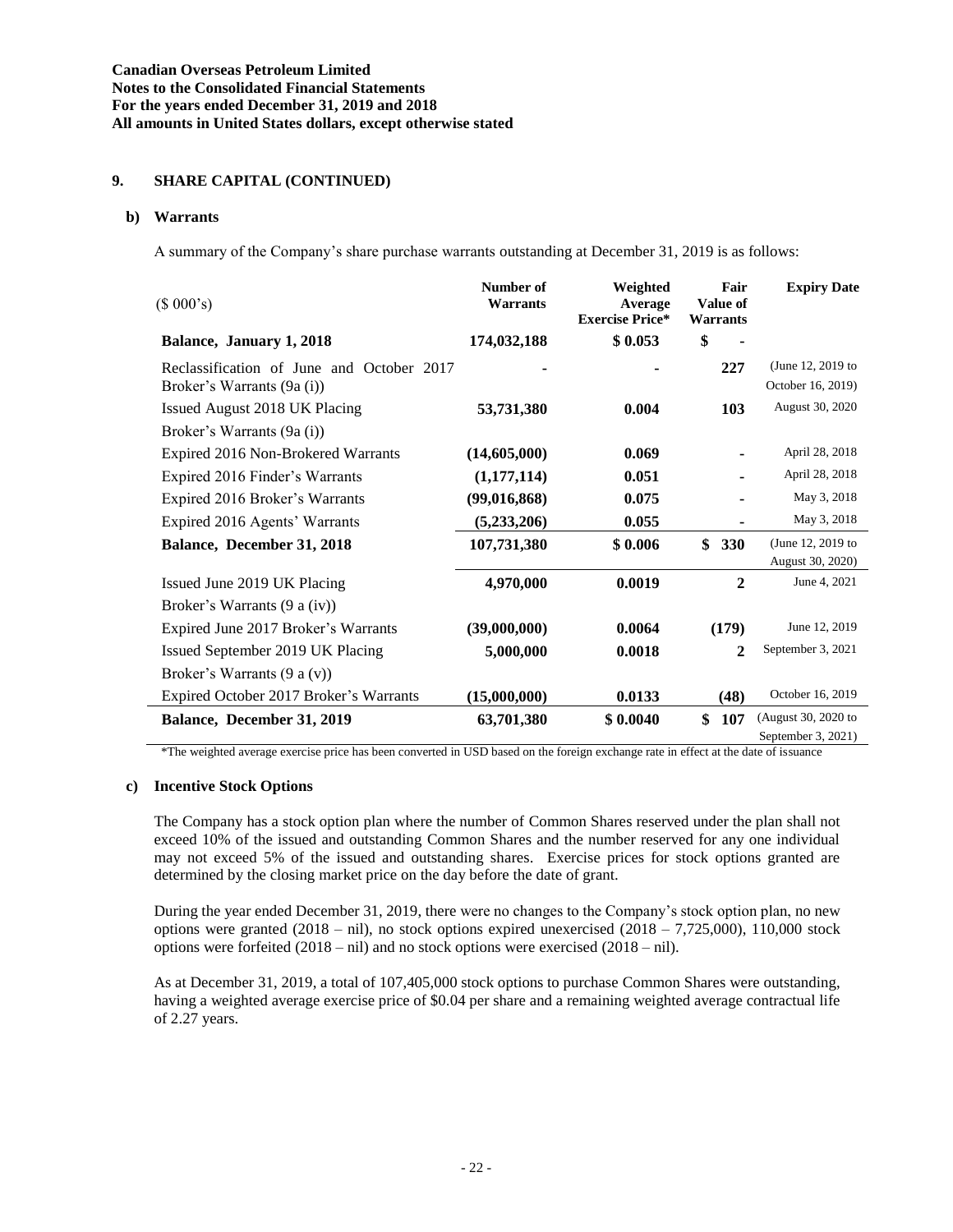**Canadian Overseas Petroleum Limited**
**Notes to the Consolidated Financial Statements**
**For the years ended December 31, 2019 and 2018**
**All amounts in United States dollars, except otherwise stated**

## 9. SHARE CAPITAL (CONTINUED)

### b) Warrants

A summary of the Company's share purchase warrants outstanding at December 31, 2019 is as follows:

| ($ 000's) | Number of Warrants | Weighted Average Exercise Price* | Fair Value of Warrants | Expiry Date |
|---|---|---|---|---|
| **Balance, January 1, 2018** | **174,032,188** | **$ 0.053** | **$ -** | |
| Reclassification of June and October 2017 Broker's Warrants (9a (i)) | **-** | **-** | **227** | (June 12, 2019 to October 16, 2019) |
| Issued August 2018 UK Placing Broker's Warrants (9a (i)) | **53,731,380** | **0.004** | **103** | August 30, 2020 |
| Expired 2016 Non-Brokered Warrants | **(14,605,000)** | **0.069** | **-** | April 28, 2018 |
| Expired 2016 Finder's Warrants | **(1,177,114)** | **0.051** | **-** | April 28, 2018 |
| Expired 2016 Broker's Warrants | **(99,016,868)** | **0.075** | **-** | May 3, 2018 |
| Expired 2016 Agents' Warrants | **(5,233,206)** | **0.055** | **-** | May 3, 2018 |
| **Balance, December 31, 2018** | **107,731,380** | **$ 0.006** | **$ 330** | (June 12, 2019 to August 30, 2020) |
| Issued June 2019 UK Placing Broker's Warrants (9 a (iv)) | **4,970,000** | **0.0019** | **2** | June 4, 2021 |
| Expired June 2017 Broker's Warrants | **(39,000,000)** | **0.0064** | **(179)** | June 12, 2019 |
| Issued September 2019 UK Placing Broker's Warrants (9 a (v)) | **5,000,000** | **0.0018** | **2** | September 3, 2021 |
| Expired October 2017 Broker's Warrants | **(15,000,000)** | **0.0133** | **(48)** | October 16, 2019 |
| **Balance, December 31, 2019** | **63,701,380** | **$ 0.0040** | **$ 107** | (August 30, 2020 to September 3, 2021) |

*The weighted average exercise price has been converted in USD based on the foreign exchange rate in effect at the date of issuance

### c) Incentive Stock Options

The Company has a stock option plan where the number of Common Shares reserved under the plan shall not exceed 10% of the issued and outstanding Common Shares and the number reserved for any one individual may not exceed 5% of the issued and outstanding shares. Exercise prices for stock options granted are determined by the closing market price on the day before the date of grant.

During the year ended December 31, 2019, there were no changes to the Company's stock option plan, no new options were granted (2018 – nil), no stock options expired unexercised (2018 – 7,725,000), 110,000 stock options were forfeited (2018 – nil) and no stock options were exercised (2018 – nil).

As at December 31, 2019, a total of 107,405,000 stock options to purchase Common Shares were outstanding, having a weighted average exercise price of $0.04 per share and a remaining weighted average contractual life of 2.27 years.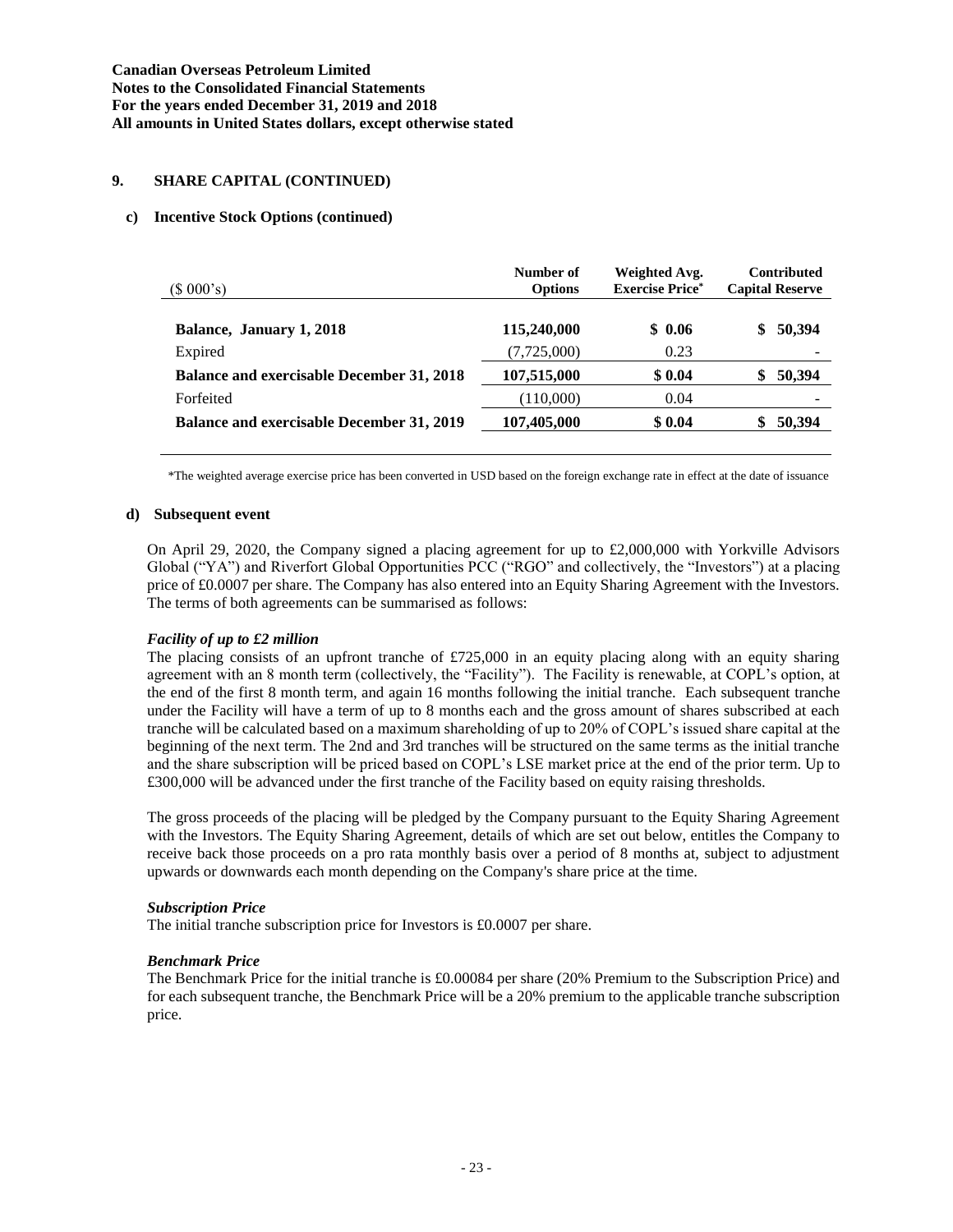## 9. SHARE CAPITAL (CONTINUED)

### c) Incentive Stock Options (continued)

| ($ 000's) | Number of Options | Weighted Avg. Exercise Price* | Contributed Capital Reserve |
|---|---|---|---|
| **Balance, January 1, 2018** | **115,240,000** | **$ 0.06** | **$ 50,394** |
| Expired | (7,725,000) | 0.23 | - |
| **Balance and exercisable December 31, 2018** | **107,515,000** | **$ 0.04** | **$ 50,394** |
| Forfeited | (110,000) | 0.04 | - |
| **Balance and exercisable December 31, 2019** | **107,405,000** | **$ 0.04** | **$ 50,394** |

*The weighted average exercise price has been converted in USD based on the foreign exchange rate in effect at the date of issuance

### d) Subsequent event

On April 29, 2020, the Company signed a placing agreement for up to £2,000,000 with Yorkville Advisors Global ("YA") and Riverfort Global Opportunities PCC ("RGO" and collectively, the "Investors") at a placing price of £0.0007 per share. The Company has also entered into an Equity Sharing Agreement with the Investors. The terms of both agreements can be summarised as follows:

***Facility of up to £2 million***

The placing consists of an upfront tranche of £725,000 in an equity placing along with an equity sharing agreement with an 8 month term (collectively, the "Facility"). The Facility is renewable, at COPL's option, at the end of the first 8 month term, and again 16 months following the initial tranche. Each subsequent tranche under the Facility will have a term of up to 8 months each and the gross amount of shares subscribed at each tranche will be calculated based on a maximum shareholding of up to 20% of COPL's issued share capital at the beginning of the next term. The 2nd and 3rd tranches will be structured on the same terms as the initial tranche and the share subscription will be priced based on COPL's LSE market price at the end of the prior term. Up to £300,000 will be advanced under the first tranche of the Facility based on equity raising thresholds.

The gross proceeds of the placing will be pledged by the Company pursuant to the Equity Sharing Agreement with the Investors. The Equity Sharing Agreement, details of which are set out below, entitles the Company to receive back those proceeds on a pro rata monthly basis over a period of 8 months at, subject to adjustment upwards or downwards each month depending on the Company's share price at the time.

***Subscription Price***

The initial tranche subscription price for Investors is £0.0007 per share.

***Benchmark Price***

The Benchmark Price for the initial tranche is £0.00084 per share (20% Premium to the Subscription Price) and for each subsequent tranche, the Benchmark Price will be a 20% premium to the applicable tranche subscription price.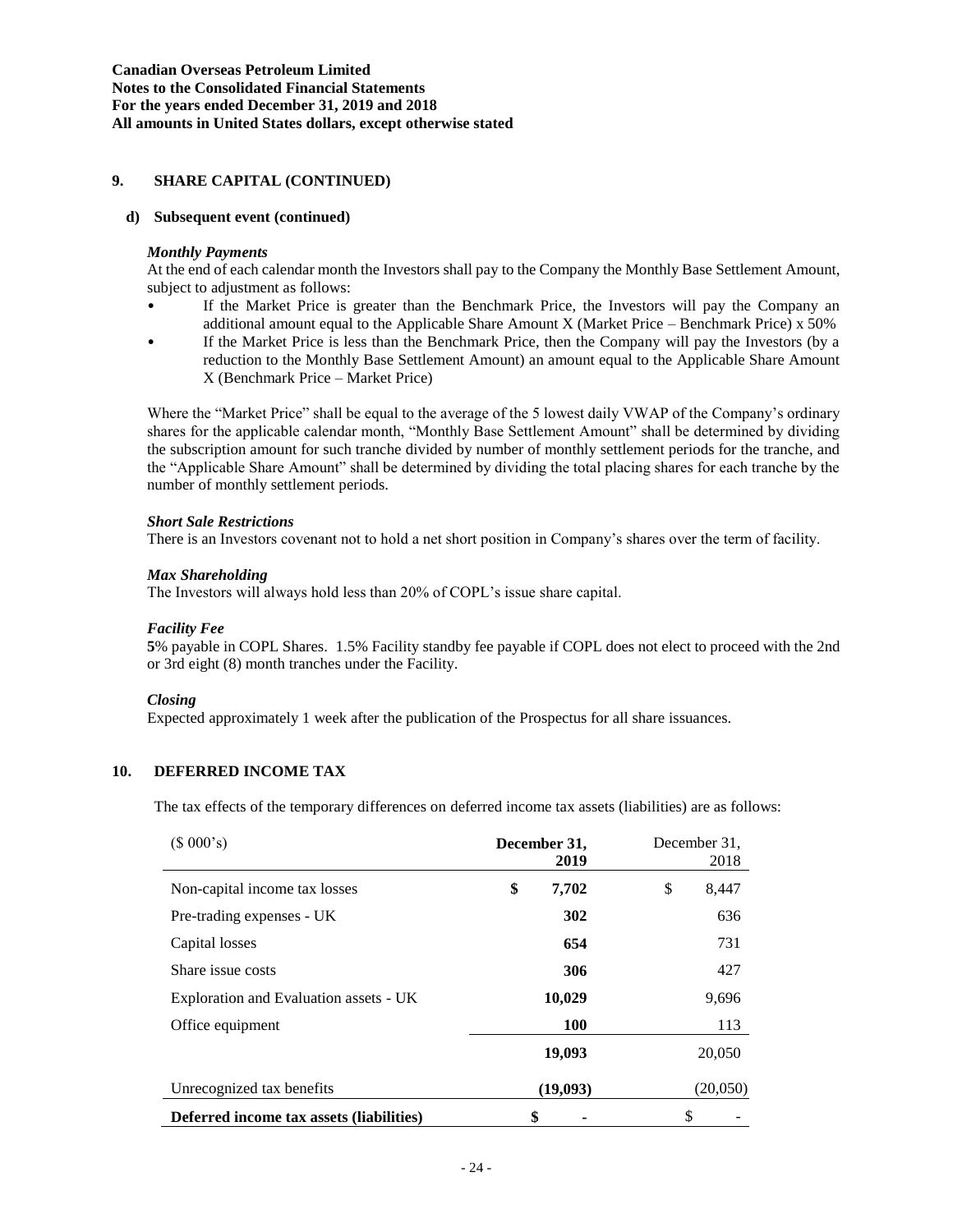## 9. SHARE CAPITAL (CONTINUED)

### d) Subsequent event (continued)

***Monthly Payments***

At the end of each calendar month the Investors shall pay to the Company the Monthly Base Settlement Amount, subject to adjustment as follows:

- If the Market Price is greater than the Benchmark Price, the Investors will pay the Company an additional amount equal to the Applicable Share Amount X (Market Price – Benchmark Price) x 50%
- If the Market Price is less than the Benchmark Price, then the Company will pay the Investors (by a reduction to the Monthly Base Settlement Amount) an amount equal to the Applicable Share Amount X (Benchmark Price – Market Price)

Where the "Market Price" shall be equal to the average of the 5 lowest daily VWAP of the Company's ordinary shares for the applicable calendar month, "Monthly Base Settlement Amount" shall be determined by dividing the subscription amount for such tranche divided by number of monthly settlement periods for the tranche, and the "Applicable Share Amount" shall be determined by dividing the total placing shares for each tranche by the number of monthly settlement periods.

***Short Sale Restrictions***

There is an Investors covenant not to hold a net short position in Company's shares over the term of facility.

***Max Shareholding***

The Investors will always hold less than 20% of COPL's issue share capital.

***Facility Fee***

**5**% payable in COPL Shares. 1.5% Facility standby fee payable if COPL does not elect to proceed with the 2nd or 3rd eight (8) month tranches under the Facility.

***Closing***

Expected approximately 1 week after the publication of the Prospectus for all share issuances.

## 10. DEFERRED INCOME TAX

The tax effects of the temporary differences on deferred income tax assets (liabilities) are as follows:

| ($ 000's) | December 31, 2019 | December 31, 2018 |
|---|---|---|
| Non-capital income tax losses | **$ 7,702** | $ 8,447 |
| Pre-trading expenses - UK | **302** | 636 |
| Capital losses | **654** | 731 |
| Share issue costs | **306** | 427 |
| Exploration and Evaluation assets - UK | **10,029** | 9,696 |
| Office equipment | **100** | 113 |
| | **19,093** | 20,050 |
| Unrecognized tax benefits | **(19,093)** | (20,050) |
| **Deferred income tax assets (liabilities)** | **$ -** | $ - |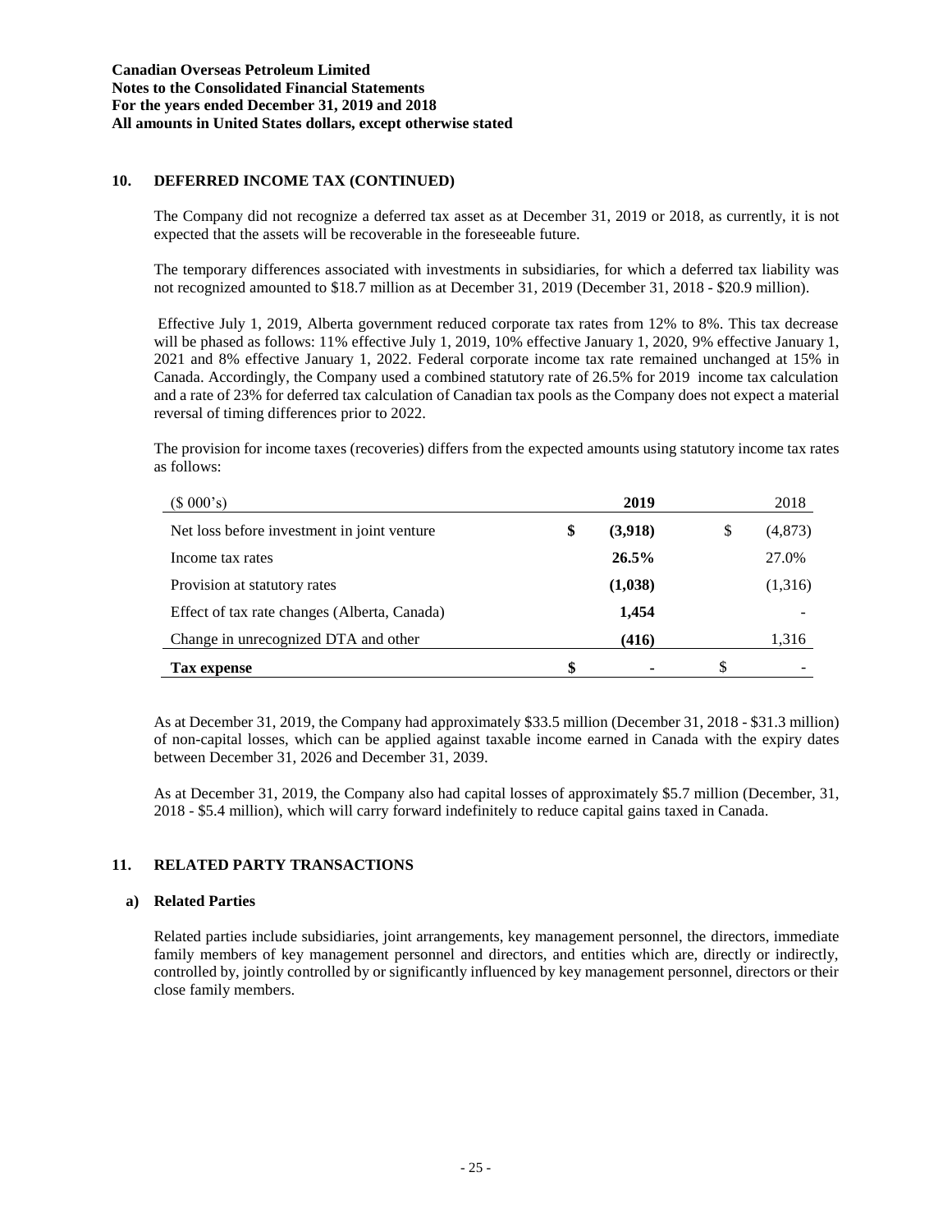**Canadian Overseas Petroleum Limited**
**Notes to the Consolidated Financial Statements**
**For the years ended December 31, 2019 and 2018**
**All amounts in United States dollars, except otherwise stated**

## 10. DEFERRED INCOME TAX (CONTINUED)

The Company did not recognize a deferred tax asset as at December 31, 2019 or 2018, as currently, it is not expected that the assets will be recoverable in the foreseeable future.

The temporary differences associated with investments in subsidiaries, for which a deferred tax liability was not recognized amounted to $18.7 million as at December 31, 2019 (December 31, 2018 - $20.9 million).

Effective July 1, 2019, Alberta government reduced corporate tax rates from 12% to 8%. This tax decrease will be phased as follows: 11% effective July 1, 2019, 10% effective January 1, 2020, 9% effective January 1, 2021 and 8% effective January 1, 2022. Federal corporate income tax rate remained unchanged at 15% in Canada. Accordingly, the Company used a combined statutory rate of 26.5% for 2019 income tax calculation and a rate of 23% for deferred tax calculation of Canadian tax pools as the Company does not expect a material reversal of timing differences prior to 2022.

The provision for income taxes (recoveries) differs from the expected amounts using statutory income tax rates as follows:

| ($ 000's) | 2019 | 2018 |
|---|---|---|
| Net loss before investment in joint venture | $ **(3,918)** | $ (4,873) |
| Income tax rates | **26.5%** | 27.0% |
| Provision at statutory rates | **(1,038)** | (1,316) |
| Effect of tax rate changes (Alberta, Canada) | **1,454** | - |
| Change in unrecognized DTA and other | **(416)** | 1,316 |
| **Tax expense** | **$ -** | $ - |

As at December 31, 2019, the Company had approximately $33.5 million (December 31, 2018 - $31.3 million) of non-capital losses, which can be applied against taxable income earned in Canada with the expiry dates between December 31, 2026 and December 31, 2039.

As at December 31, 2019, the Company also had capital losses of approximately $5.7 million (December, 31, 2018 - $5.4 million), which will carry forward indefinitely to reduce capital gains taxed in Canada.

## 11. RELATED PARTY TRANSACTIONS

### a) Related Parties

Related parties include subsidiaries, joint arrangements, key management personnel, the directors, immediate family members of key management personnel and directors, and entities which are, directly or indirectly, controlled by, jointly controlled by or significantly influenced by key management personnel, directors or their close family members.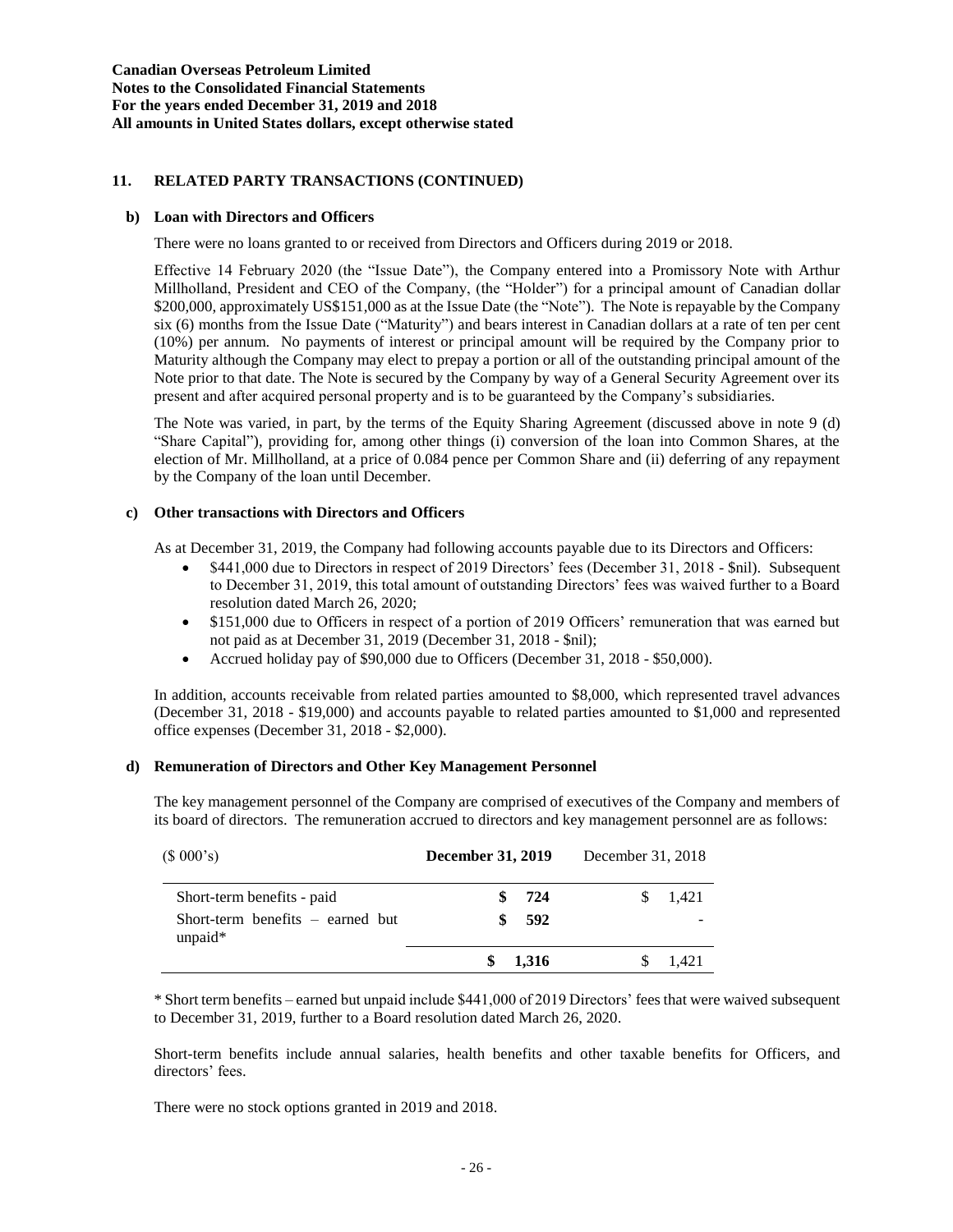## 11. RELATED PARTY TRANSACTIONS (CONTINUED)

### b) Loan with Directors and Officers

There were no loans granted to or received from Directors and Officers during 2019 or 2018.

Effective 14 February 2020 (the "Issue Date"), the Company entered into a Promissory Note with Arthur Millholland, President and CEO of the Company, (the "Holder") for a principal amount of Canadian dollar $200,000, approximately US$151,000 as at the Issue Date (the "Note"). The Note is repayable by the Company six (6) months from the Issue Date ("Maturity") and bears interest in Canadian dollars at a rate of ten per cent (10%) per annum. No payments of interest or principal amount will be required by the Company prior to Maturity although the Company may elect to prepay a portion or all of the outstanding principal amount of the Note prior to that date. The Note is secured by the Company by way of a General Security Agreement over its present and after acquired personal property and is to be guaranteed by the Company's subsidiaries.

The Note was varied, in part, by the terms of the Equity Sharing Agreement (discussed above in note 9 (d) "Share Capital"), providing for, among other things (i) conversion of the loan into Common Shares, at the election of Mr. Millholland, at a price of 0.084 pence per Common Share and (ii) deferring of any repayment by the Company of the loan until December.

### c) Other transactions with Directors and Officers

As at December 31, 2019, the Company had following accounts payable due to its Directors and Officers:

- $441,000 due to Directors in respect of 2019 Directors' fees (December 31, 2018 - $nil). Subsequent to December 31, 2019, this total amount of outstanding Directors' fees was waived further to a Board resolution dated March 26, 2020;
- $151,000 due to Officers in respect of a portion of 2019 Officers' remuneration that was earned but not paid as at December 31, 2019 (December 31, 2018 - $nil);
- Accrued holiday pay of $90,000 due to Officers (December 31, 2018 - $50,000).

In addition, accounts receivable from related parties amounted to $8,000, which represented travel advances (December 31, 2018 - $19,000) and accounts payable to related parties amounted to $1,000 and represented office expenses (December 31, 2018 - $2,000).

### d) Remuneration of Directors and Other Key Management Personnel

The key management personnel of the Company are comprised of executives of the Company and members of its board of directors. The remuneration accrued to directors and key management personnel are as follows:

| ($ 000's) | **December 31, 2019** | December 31, 2018 |
|---|---|---|
| Short-term benefits - paid | **$ 724** | $ 1,421 |
| Short-term benefits – earned but unpaid* | **$ 592** | - |
| | **$ 1,316** | $ 1,421 |

\* Short term benefits – earned but unpaid include $441,000 of 2019 Directors' fees that were waived subsequent to December 31, 2019, further to a Board resolution dated March 26, 2020.

Short-term benefits include annual salaries, health benefits and other taxable benefits for Officers, and directors' fees.

There were no stock options granted in 2019 and 2018.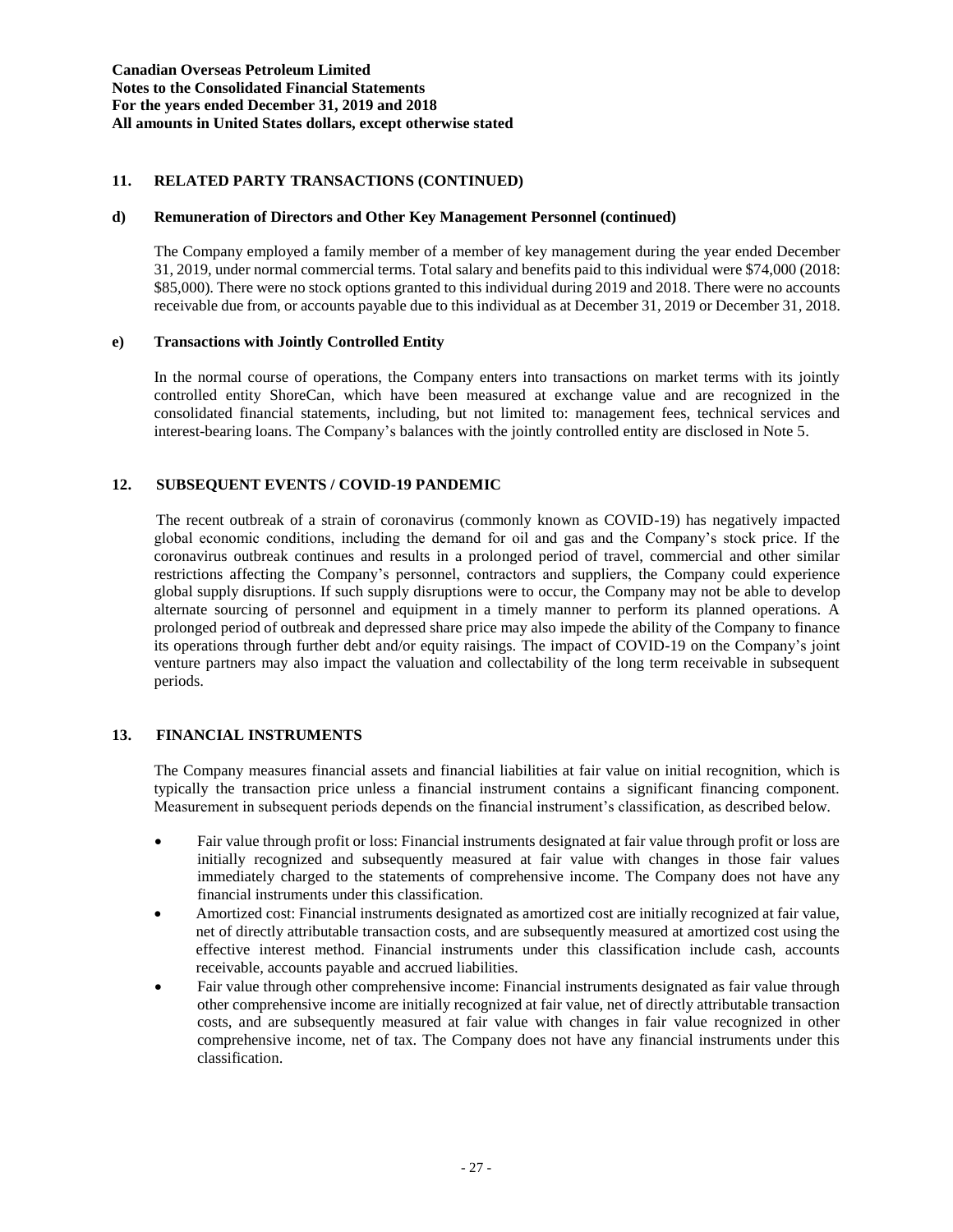## 11. RELATED PARTY TRANSACTIONS (CONTINUED)

### d) Remuneration of Directors and Other Key Management Personnel (continued)

The Company employed a family member of a member of key management during the year ended December 31, 2019, under normal commercial terms. Total salary and benefits paid to this individual were \$74,000 (2018: \$85,000). There were no stock options granted to this individual during 2019 and 2018. There were no accounts receivable due from, or accounts payable due to this individual as at December 31, 2019 or December 31, 2018.

### e) Transactions with Jointly Controlled Entity

In the normal course of operations, the Company enters into transactions on market terms with its jointly controlled entity ShoreCan, which have been measured at exchange value and are recognized in the consolidated financial statements, including, but not limited to: management fees, technical services and interest-bearing loans. The Company's balances with the jointly controlled entity are disclosed in Note 5.

## 12. SUBSEQUENT EVENTS / COVID-19 PANDEMIC

The recent outbreak of a strain of coronavirus (commonly known as COVID-19) has negatively impacted global economic conditions, including the demand for oil and gas and the Company's stock price. If the coronavirus outbreak continues and results in a prolonged period of travel, commercial and other similar restrictions affecting the Company's personnel, contractors and suppliers, the Company could experience global supply disruptions. If such supply disruptions were to occur, the Company may not be able to develop alternate sourcing of personnel and equipment in a timely manner to perform its planned operations. A prolonged period of outbreak and depressed share price may also impede the ability of the Company to finance its operations through further debt and/or equity raisings. The impact of COVID-19 on the Company's joint venture partners may also impact the valuation and collectability of the long term receivable in subsequent periods.

## 13. FINANCIAL INSTRUMENTS

The Company measures financial assets and financial liabilities at fair value on initial recognition, which is typically the transaction price unless a financial instrument contains a significant financing component. Measurement in subsequent periods depends on the financial instrument's classification, as described below.

- Fair value through profit or loss: Financial instruments designated at fair value through profit or loss are initially recognized and subsequently measured at fair value with changes in those fair values immediately charged to the statements of comprehensive income. The Company does not have any financial instruments under this classification.
- Amortized cost: Financial instruments designated as amortized cost are initially recognized at fair value, net of directly attributable transaction costs, and are subsequently measured at amortized cost using the effective interest method. Financial instruments under this classification include cash, accounts receivable, accounts payable and accrued liabilities.
- Fair value through other comprehensive income: Financial instruments designated as fair value through other comprehensive income are initially recognized at fair value, net of directly attributable transaction costs, and are subsequently measured at fair value with changes in fair value recognized in other comprehensive income, net of tax. The Company does not have any financial instruments under this classification.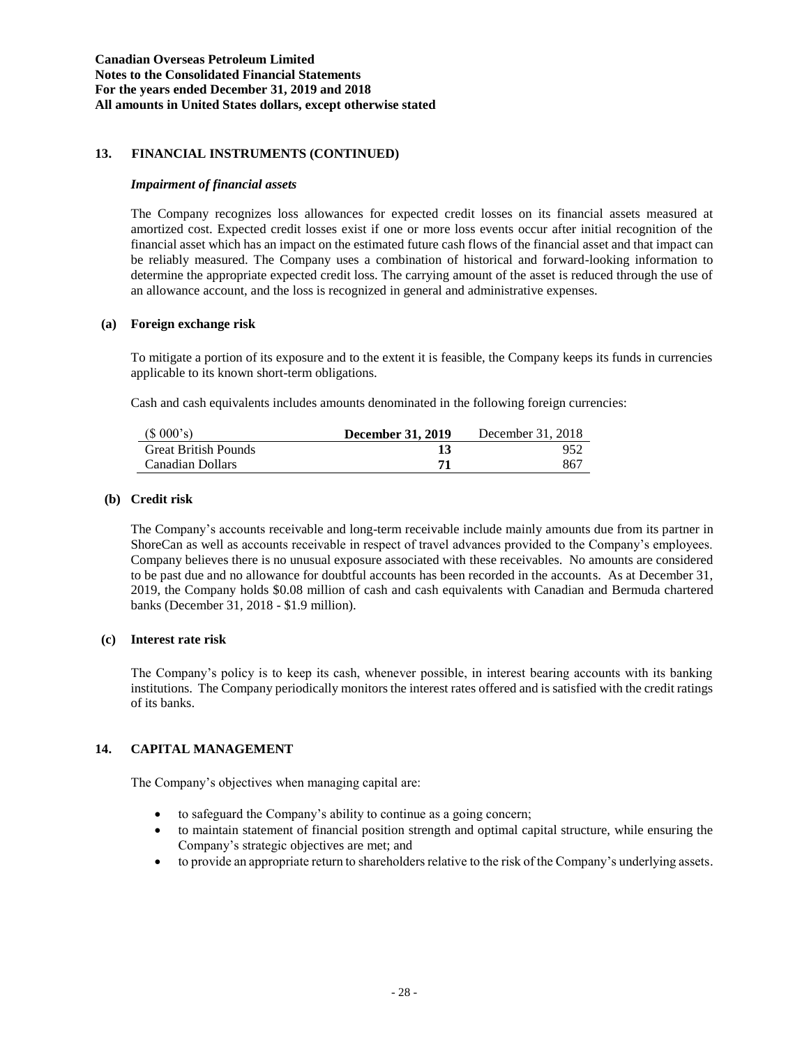## 13. FINANCIAL INSTRUMENTS (CONTINUED)

### *Impairment of financial assets*

The Company recognizes loss allowances for expected credit losses on its financial assets measured at amortized cost. Expected credit losses exist if one or more loss events occur after initial recognition of the financial asset which has an impact on the estimated future cash flows of the financial asset and that impact can be reliably measured. The Company uses a combination of historical and forward-looking information to determine the appropriate expected credit loss. The carrying amount of the asset is reduced through the use of an allowance account, and the loss is recognized in general and administrative expenses.

### (a) Foreign exchange risk

To mitigate a portion of its exposure and to the extent it is feasible, the Company keeps its funds in currencies applicable to its known short-term obligations.

Cash and cash equivalents includes amounts denominated in the following foreign currencies:

| ($ 000's) | **December 31, 2019** | December 31, 2018 |
|---|---|---|
| Great British Pounds | **13** | 952 |
| Canadian Dollars | **71** | 867 |

### (b) Credit risk

The Company's accounts receivable and long-term receivable include mainly amounts due from its partner in ShoreCan as well as accounts receivable in respect of travel advances provided to the Company's employees. Company believes there is no unusual exposure associated with these receivables. No amounts are considered to be past due and no allowance for doubtful accounts has been recorded in the accounts. As at December 31, 2019, the Company holds $0.08 million of cash and cash equivalents with Canadian and Bermuda chartered banks (December 31, 2018 - $1.9 million).

### (c) Interest rate risk

The Company's policy is to keep its cash, whenever possible, in interest bearing accounts with its banking institutions. The Company periodically monitors the interest rates offered and is satisfied with the credit ratings of its banks.

## 14. CAPITAL MANAGEMENT

The Company's objectives when managing capital are:

- to safeguard the Company's ability to continue as a going concern;
- to maintain statement of financial position strength and optimal capital structure, while ensuring the Company's strategic objectives are met; and
- to provide an appropriate return to shareholders relative to the risk of the Company's underlying assets.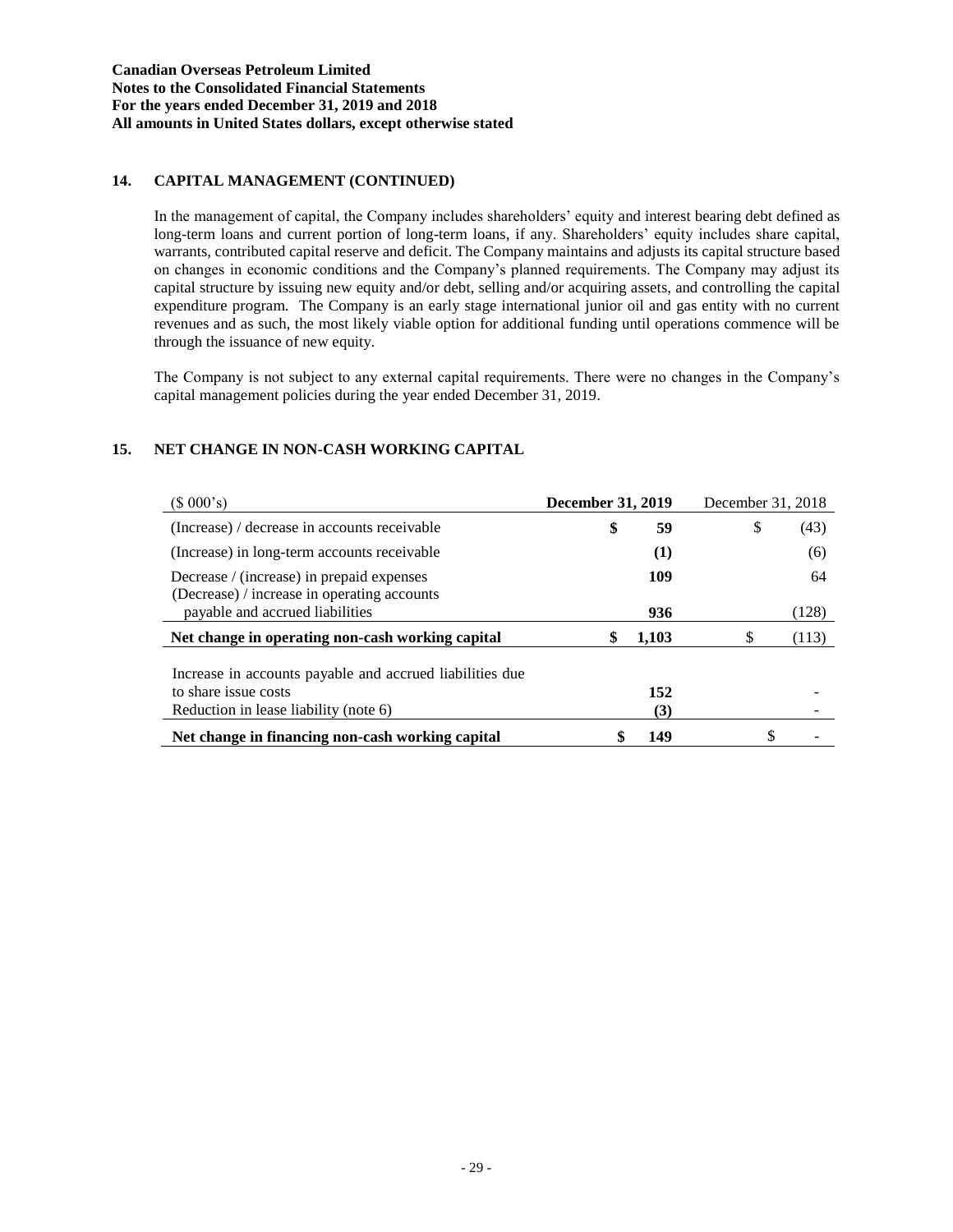## 14. CAPITAL MANAGEMENT (CONTINUED)

In the management of capital, the Company includes shareholders' equity and interest bearing debt defined as long-term loans and current portion of long-term loans, if any. Shareholders' equity includes share capital, warrants, contributed capital reserve and deficit. The Company maintains and adjusts its capital structure based on changes in economic conditions and the Company's planned requirements. The Company may adjust its capital structure by issuing new equity and/or debt, selling and/or acquiring assets, and controlling the capital expenditure program. The Company is an early stage international junior oil and gas entity with no current revenues and as such, the most likely viable option for additional funding until operations commence will be through the issuance of new equity.

The Company is not subject to any external capital requirements. There were no changes in the Company's capital management policies during the year ended December 31, 2019.

## 15. NET CHANGE IN NON-CASH WORKING CAPITAL

| ($ 000's) | December 31, 2019 | December 31, 2018 |
|---|---|---|
| (Increase) / decrease in accounts receivable | $ 59 | $ (43) |
| (Increase) in long-term accounts receivable | (1) | (6) |
| Decrease / (increase) in prepaid expenses | 109 | 64 |
| (Decrease) / increase in operating accounts payable and accrued liabilities | 936 | (128) |
| **Net change in operating non-cash working capital** | $ 1,103 | $ (113) |
| Increase in accounts payable and accrued liabilities due to share issue costs | 152 | - |
| Reduction in lease liability (note 6) | (3) | - |
| **Net change in financing non-cash working capital** | $ 149 | $ - |